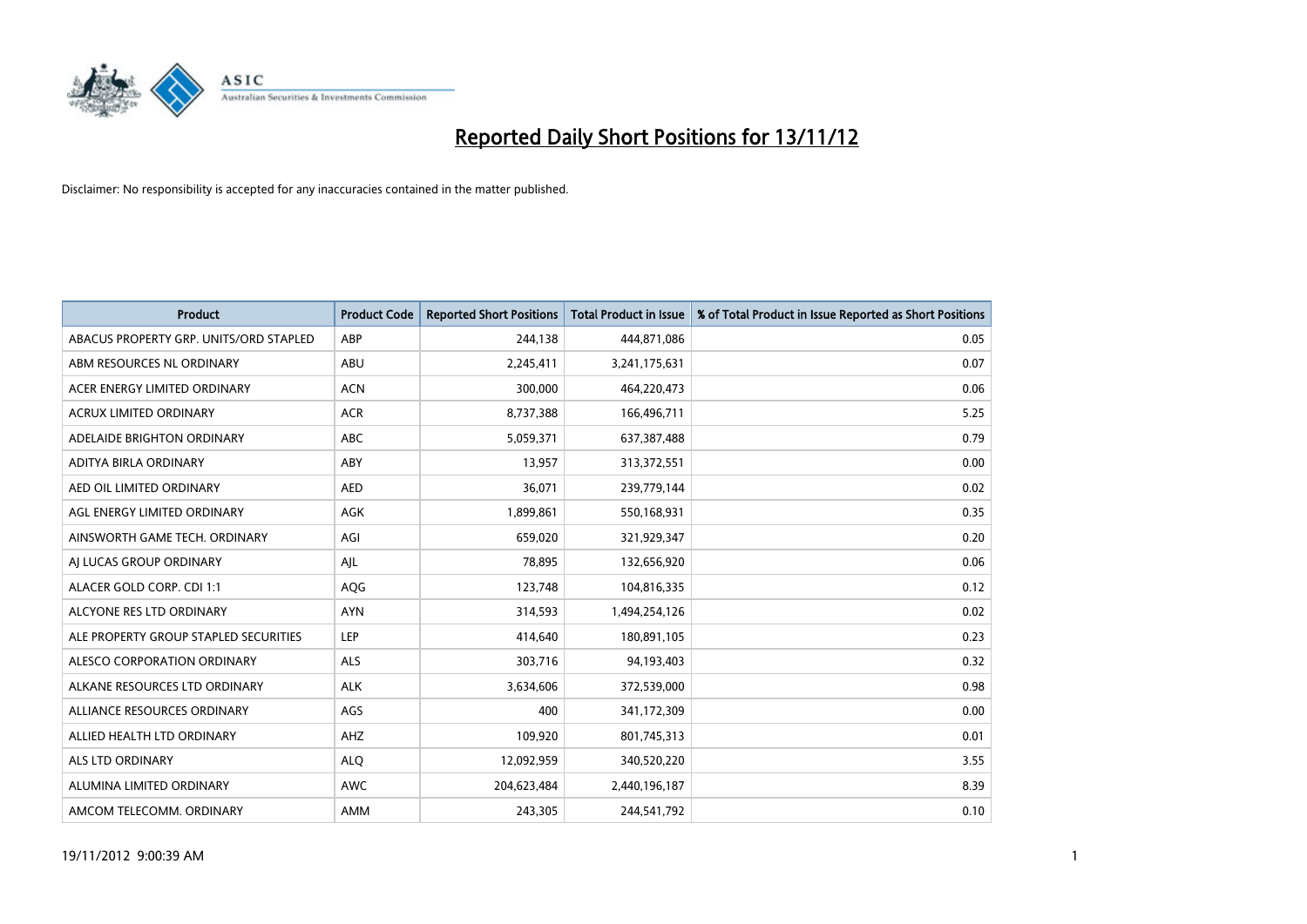# Reported Daily Short Positions for 13/11/12

Disclaimer: No responsibility is accepted for any inaccuracies contained in the matter published.

| Product | Product Code | Reported Short Positions | Total Product in Issue | % of Total Product in Issue Reported as Short Positions |
|---|---|---|---|---|
| ABACUS PROPERTY GRP. UNITS/ORD STAPLED | ABP | 244,138 | 444,871,086 | 0.05 |
| ABM RESOURCES NL ORDINARY | ABU | 2,245,411 | 3,241,175,631 | 0.07 |
| ACER ENERGY LIMITED ORDINARY | ACN | 300,000 | 464,220,473 | 0.06 |
| ACRUX LIMITED ORDINARY | ACR | 8,737,388 | 166,496,711 | 5.25 |
| ADELAIDE BRIGHTON ORDINARY | ABC | 5,059,371 | 637,387,488 | 0.79 |
| ADITYA BIRLA ORDINARY | ABY | 13,957 | 313,372,551 | 0.00 |
| AED OIL LIMITED ORDINARY | AED | 36,071 | 239,779,144 | 0.02 |
| AGL ENERGY LIMITED ORDINARY | AGK | 1,899,861 | 550,168,931 | 0.35 |
| AINSWORTH GAME TECH. ORDINARY | AGI | 659,020 | 321,929,347 | 0.20 |
| AJ LUCAS GROUP ORDINARY | AJL | 78,895 | 132,656,920 | 0.06 |
| ALACER GOLD CORP. CDI 1:1 | AQG | 123,748 | 104,816,335 | 0.12 |
| ALCYONE RES LTD ORDINARY | AYN | 314,593 | 1,494,254,126 | 0.02 |
| ALE PROPERTY GROUP STAPLED SECURITIES | LEP | 414,640 | 180,891,105 | 0.23 |
| ALESCO CORPORATION ORDINARY | ALS | 303,716 | 94,193,403 | 0.32 |
| ALKANE RESOURCES LTD ORDINARY | ALK | 3,634,606 | 372,539,000 | 0.98 |
| ALLIANCE RESOURCES ORDINARY | AGS | 400 | 341,172,309 | 0.00 |
| ALLIED HEALTH LTD ORDINARY | AHZ | 109,920 | 801,745,313 | 0.01 |
| ALS LTD ORDINARY | ALQ | 12,092,959 | 340,520,220 | 3.55 |
| ALUMINA LIMITED ORDINARY | AWC | 204,623,484 | 2,440,196,187 | 8.39 |
| AMCOM TELECOMM. ORDINARY | AMM | 243,305 | 244,541,792 | 0.10 |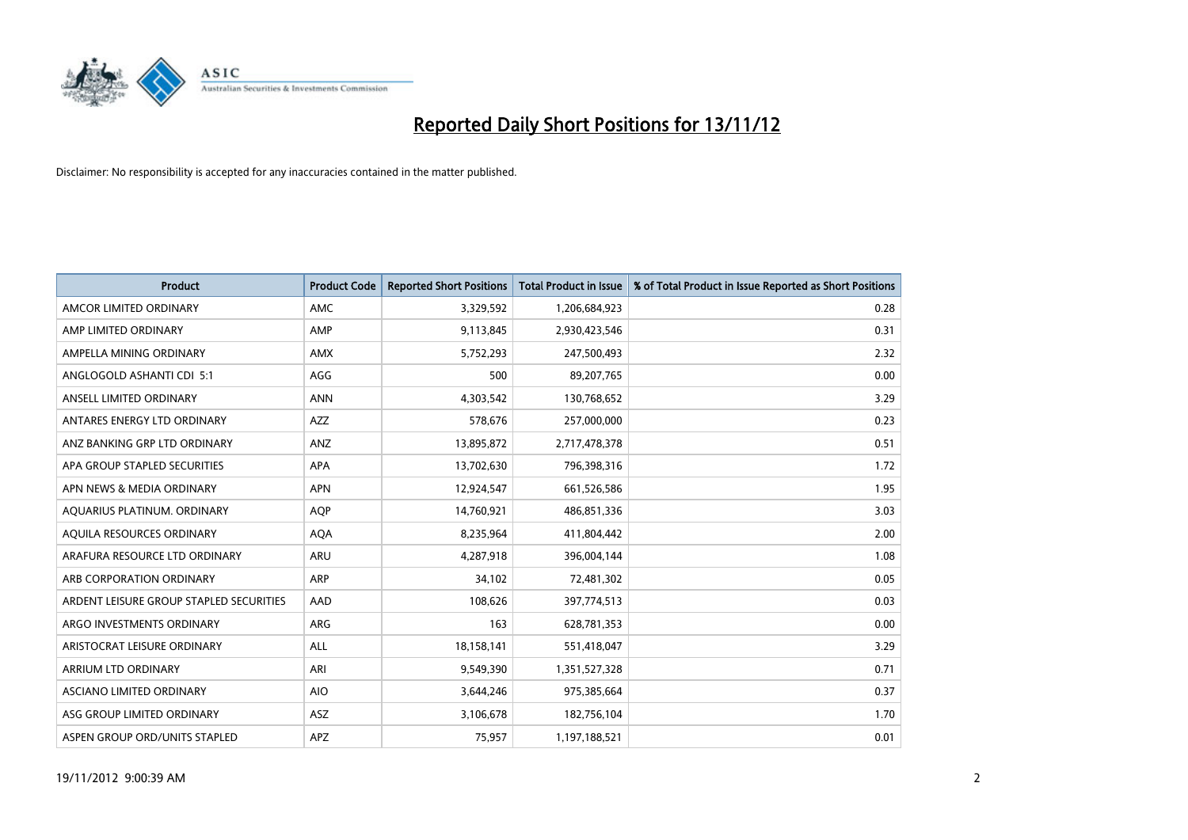# Reported Daily Short Positions for 13/11/12

Disclaimer: No responsibility is accepted for any inaccuracies contained in the matter published.

| Product | Product Code | Reported Short Positions | Total Product in Issue | % of Total Product in Issue Reported as Short Positions |
|---|---|---|---|---|
| AMCOR LIMITED ORDINARY | AMC | 3,329,592 | 1,206,684,923 | 0.28 |
| AMP LIMITED ORDINARY | AMP | 9,113,845 | 2,930,423,546 | 0.31 |
| AMPELLA MINING ORDINARY | AMX | 5,752,293 | 247,500,493 | 2.32 |
| ANGLOGOLD ASHANTI CDI 5:1 | AGG | 500 | 89,207,765 | 0.00 |
| ANSELL LIMITED ORDINARY | ANN | 4,303,542 | 130,768,652 | 3.29 |
| ANTARES ENERGY LTD ORDINARY | AZZ | 578,676 | 257,000,000 | 0.23 |
| ANZ BANKING GRP LTD ORDINARY | ANZ | 13,895,872 | 2,717,478,378 | 0.51 |
| APA GROUP STAPLED SECURITIES | APA | 13,702,630 | 796,398,316 | 1.72 |
| APN NEWS & MEDIA ORDINARY | APN | 12,924,547 | 661,526,586 | 1.95 |
| AQUARIUS PLATINUM. ORDINARY | AQP | 14,760,921 | 486,851,336 | 3.03 |
| AQUILA RESOURCES ORDINARY | AQA | 8,235,964 | 411,804,442 | 2.00 |
| ARAFURA RESOURCE LTD ORDINARY | ARU | 4,287,918 | 396,004,144 | 1.08 |
| ARB CORPORATION ORDINARY | ARP | 34,102 | 72,481,302 | 0.05 |
| ARDENT LEISURE GROUP STAPLED SECURITIES | AAD | 108,626 | 397,774,513 | 0.03 |
| ARGO INVESTMENTS ORDINARY | ARG | 163 | 628,781,353 | 0.00 |
| ARISTOCRAT LEISURE ORDINARY | ALL | 18,158,141 | 551,418,047 | 3.29 |
| ARRIUM LTD ORDINARY | ARI | 9,549,390 | 1,351,527,328 | 0.71 |
| ASCIANO LIMITED ORDINARY | AIO | 3,644,246 | 975,385,664 | 0.37 |
| ASG GROUP LIMITED ORDINARY | ASZ | 3,106,678 | 182,756,104 | 1.70 |
| ASPEN GROUP ORD/UNITS STAPLED | APZ | 75,957 | 1,197,188,521 | 0.01 |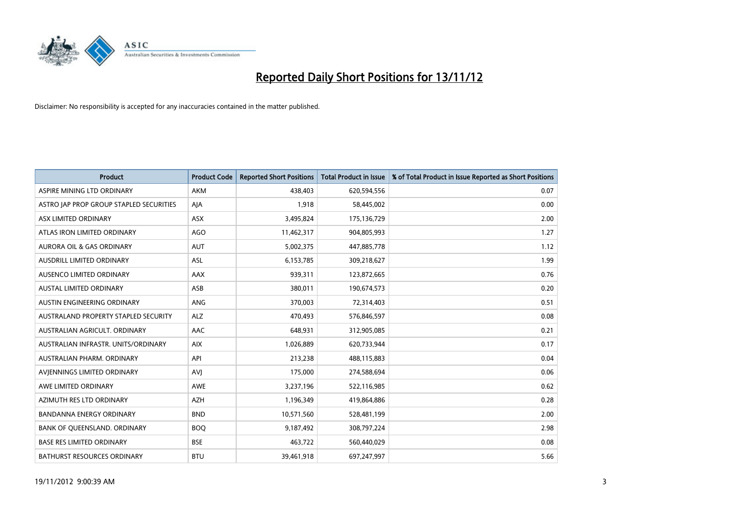# Reported Daily Short Positions for 13/11/12

Disclaimer: No responsibility is accepted for any inaccuracies contained in the matter published.

| Product | Product Code | Reported Short Positions | Total Product in Issue | % of Total Product in Issue Reported as Short Positions |
|---|---|---|---|---|
| ASPIRE MINING LTD ORDINARY | AKM | 438,403 | 620,594,556 | 0.07 |
| ASTRO JAP PROP GROUP STAPLED SECURITIES | AJA | 1,918 | 58,445,002 | 0.00 |
| ASX LIMITED ORDINARY | ASX | 3,495,824 | 175,136,729 | 2.00 |
| ATLAS IRON LIMITED ORDINARY | AGO | 11,462,317 | 904,805,993 | 1.27 |
| AURORA OIL & GAS ORDINARY | AUT | 5,002,375 | 447,885,778 | 1.12 |
| AUSDRILL LIMITED ORDINARY | ASL | 6,153,785 | 309,218,627 | 1.99 |
| AUSENCO LIMITED ORDINARY | AAX | 939,311 | 123,872,665 | 0.76 |
| AUSTAL LIMITED ORDINARY | ASB | 380,011 | 190,674,573 | 0.20 |
| AUSTIN ENGINEERING ORDINARY | ANG | 370,003 | 72,314,403 | 0.51 |
| AUSTRALAND PROPERTY STAPLED SECURITY | ALZ | 470,493 | 576,846,597 | 0.08 |
| AUSTRALIAN AGRICULT. ORDINARY | AAC | 648,931 | 312,905,085 | 0.21 |
| AUSTRALIAN INFRASTR. UNITS/ORDINARY | AIX | 1,026,889 | 620,733,944 | 0.17 |
| AUSTRALIAN PHARM. ORDINARY | API | 213,238 | 488,115,883 | 0.04 |
| AVJENNINGS LIMITED ORDINARY | AVJ | 175,000 | 274,588,694 | 0.06 |
| AWE LIMITED ORDINARY | AWE | 3,237,196 | 522,116,985 | 0.62 |
| AZIMUTH RES LTD ORDINARY | AZH | 1,196,349 | 419,864,886 | 0.28 |
| BANDANNA ENERGY ORDINARY | BND | 10,571,560 | 528,481,199 | 2.00 |
| BANK OF QUEENSLAND. ORDINARY | BOQ | 9,187,492 | 308,797,224 | 2.98 |
| BASE RES LIMITED ORDINARY | BSE | 463,722 | 560,440,029 | 0.08 |
| BATHURST RESOURCES ORDINARY | BTU | 39,461,918 | 697,247,997 | 5.66 |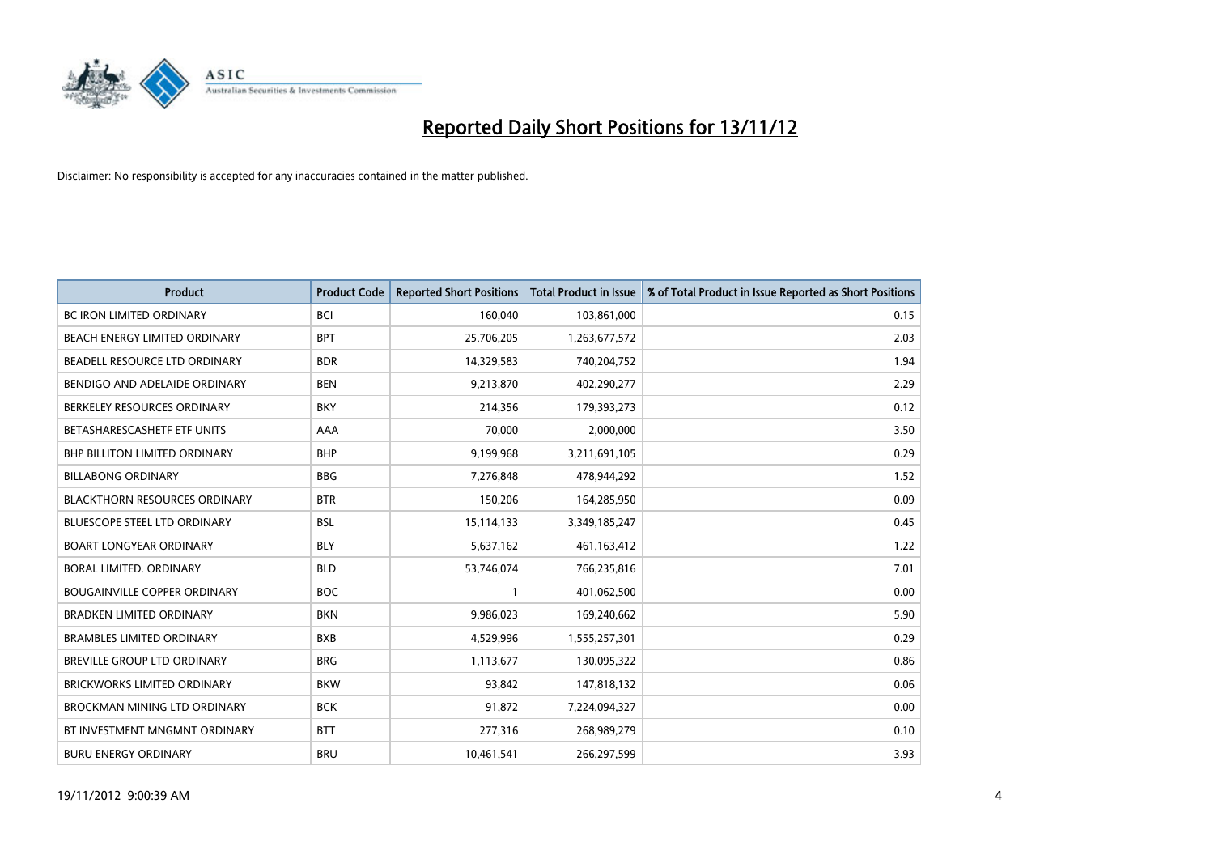# Reported Daily Short Positions for 13/11/12

Disclaimer: No responsibility is accepted for any inaccuracies contained in the matter published.

| Product | Product Code | Reported Short Positions | Total Product in Issue | % of Total Product in Issue Reported as Short Positions |
|---|---|---|---|---|
| BC IRON LIMITED ORDINARY | BCI | 160,040 | 103,861,000 | 0.15 |
| BEACH ENERGY LIMITED ORDINARY | BPT | 25,706,205 | 1,263,677,572 | 2.03 |
| BEADELL RESOURCE LTD ORDINARY | BDR | 14,329,583 | 740,204,752 | 1.94 |
| BENDIGO AND ADELAIDE ORDINARY | BEN | 9,213,870 | 402,290,277 | 2.29 |
| BERKELEY RESOURCES ORDINARY | BKY | 214,356 | 179,393,273 | 0.12 |
| BETASHARESCASHETF ETF UNITS | AAA | 70,000 | 2,000,000 | 3.50 |
| BHP BILLITON LIMITED ORDINARY | BHP | 9,199,968 | 3,211,691,105 | 0.29 |
| BILLABONG ORDINARY | BBG | 7,276,848 | 478,944,292 | 1.52 |
| BLACKTHORN RESOURCES ORDINARY | BTR | 150,206 | 164,285,950 | 0.09 |
| BLUESCOPE STEEL LTD ORDINARY | BSL | 15,114,133 | 3,349,185,247 | 0.45 |
| BOART LONGYEAR ORDINARY | BLY | 5,637,162 | 461,163,412 | 1.22 |
| BORAL LIMITED. ORDINARY | BLD | 53,746,074 | 766,235,816 | 7.01 |
| BOUGAINVILLE COPPER ORDINARY | BOC | 1 | 401,062,500 | 0.00 |
| BRADKEN LIMITED ORDINARY | BKN | 9,986,023 | 169,240,662 | 5.90 |
| BRAMBLES LIMITED ORDINARY | BXB | 4,529,996 | 1,555,257,301 | 0.29 |
| BREVILLE GROUP LTD ORDINARY | BRG | 1,113,677 | 130,095,322 | 0.86 |
| BRICKWORKS LIMITED ORDINARY | BKW | 93,842 | 147,818,132 | 0.06 |
| BROCKMAN MINING LTD ORDINARY | BCK | 91,872 | 7,224,094,327 | 0.00 |
| BT INVESTMENT MNGMNT ORDINARY | BTT | 277,316 | 268,989,279 | 0.10 |
| BURU ENERGY ORDINARY | BRU | 10,461,541 | 266,297,599 | 3.93 |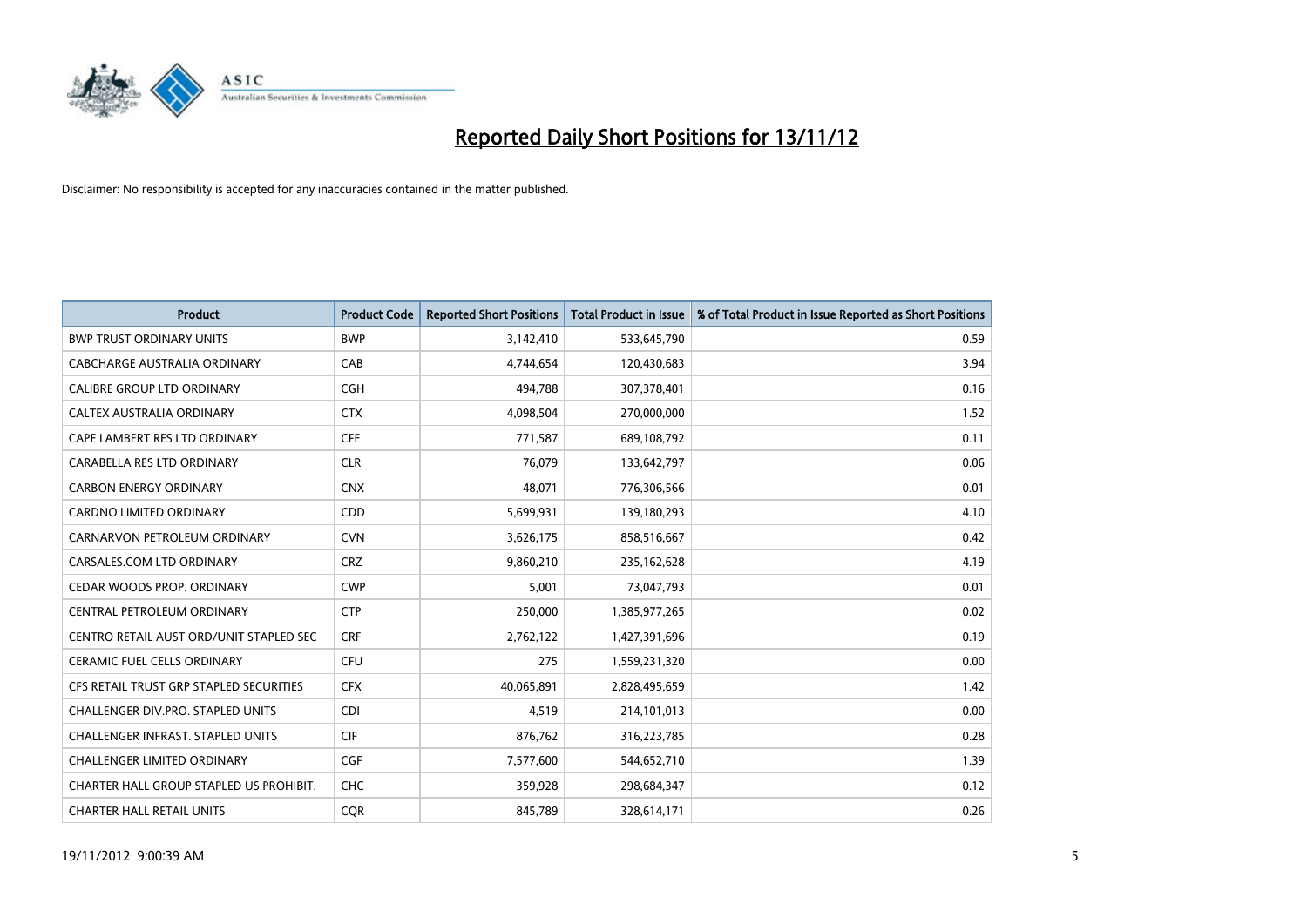# Reported Daily Short Positions for 13/11/12

Disclaimer: No responsibility is accepted for any inaccuracies contained in the matter published.

| Product | Product Code | Reported Short Positions | Total Product in Issue | % of Total Product in Issue Reported as Short Positions |
|---|---|---|---|---|
| BWP TRUST ORDINARY UNITS | BWP | 3,142,410 | 533,645,790 | 0.59 |
| CABCHARGE AUSTRALIA ORDINARY | CAB | 4,744,654 | 120,430,683 | 3.94 |
| CALIBRE GROUP LTD ORDINARY | CGH | 494,788 | 307,378,401 | 0.16 |
| CALTEX AUSTRALIA ORDINARY | CTX | 4,098,504 | 270,000,000 | 1.52 |
| CAPE LAMBERT RES LTD ORDINARY | CFE | 771,587 | 689,108,792 | 0.11 |
| CARABELLA RES LTD ORDINARY | CLR | 76,079 | 133,642,797 | 0.06 |
| CARBON ENERGY ORDINARY | CNX | 48,071 | 776,306,566 | 0.01 |
| CARDNO LIMITED ORDINARY | CDD | 5,699,931 | 139,180,293 | 4.10 |
| CARNARVON PETROLEUM ORDINARY | CVN | 3,626,175 | 858,516,667 | 0.42 |
| CARSALES.COM LTD ORDINARY | CRZ | 9,860,210 | 235,162,628 | 4.19 |
| CEDAR WOODS PROP. ORDINARY | CWP | 5,001 | 73,047,793 | 0.01 |
| CENTRAL PETROLEUM ORDINARY | CTP | 250,000 | 1,385,977,265 | 0.02 |
| CENTRO RETAIL AUST ORD/UNIT STAPLED SEC | CRF | 2,762,122 | 1,427,391,696 | 0.19 |
| CERAMIC FUEL CELLS ORDINARY | CFU | 275 | 1,559,231,320 | 0.00 |
| CFS RETAIL TRUST GRP STAPLED SECURITIES | CFX | 40,065,891 | 2,828,495,659 | 1.42 |
| CHALLENGER DIV.PRO. STAPLED UNITS | CDI | 4,519 | 214,101,013 | 0.00 |
| CHALLENGER INFRAST. STAPLED UNITS | CIF | 876,762 | 316,223,785 | 0.28 |
| CHALLENGER LIMITED ORDINARY | CGF | 7,577,600 | 544,652,710 | 1.39 |
| CHARTER HALL GROUP STAPLED US PROHIBIT. | CHC | 359,928 | 298,684,347 | 0.12 |
| CHARTER HALL RETAIL UNITS | CQR | 845,789 | 328,614,171 | 0.26 |

19/11/2012 9:00:39 AM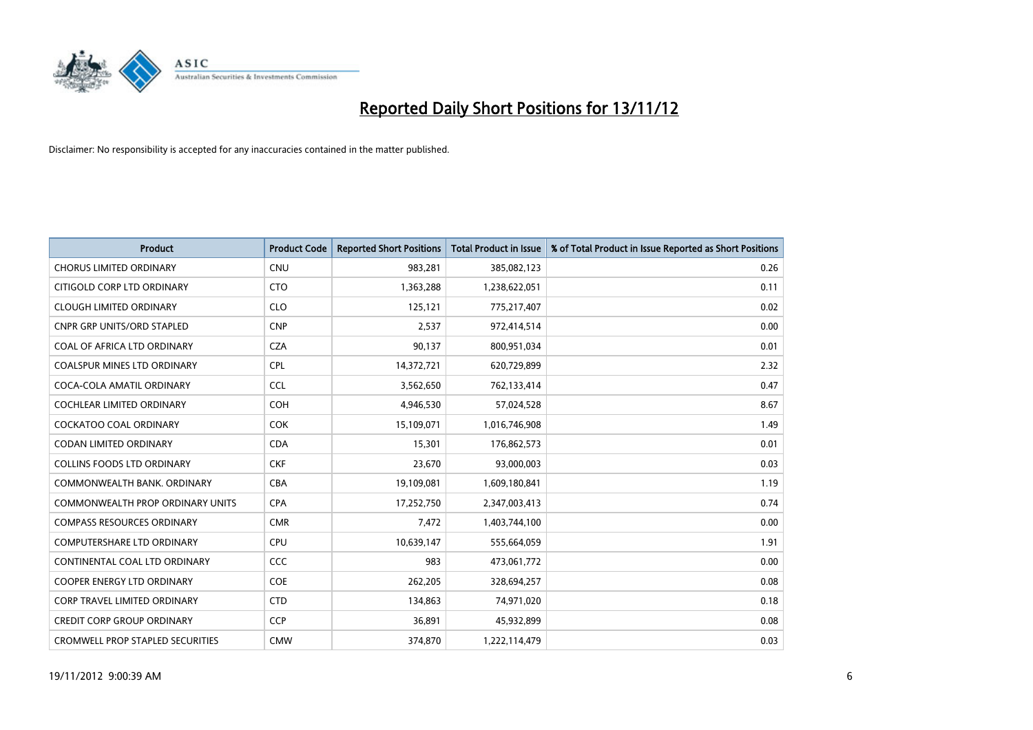# Reported Daily Short Positions for 13/11/12

Disclaimer: No responsibility is accepted for any inaccuracies contained in the matter published.

| Product | Product Code | Reported Short Positions | Total Product in Issue | % of Total Product in Issue Reported as Short Positions |
|---|---|---|---|---|
| CHORUS LIMITED ORDINARY | CNU | 983,281 | 385,082,123 | 0.26 |
| CITIGOLD CORP LTD ORDINARY | CTO | 1,363,288 | 1,238,622,051 | 0.11 |
| CLOUGH LIMITED ORDINARY | CLO | 125,121 | 775,217,407 | 0.02 |
| CNPR GRP UNITS/ORD STAPLED | CNP | 2,537 | 972,414,514 | 0.00 |
| COAL OF AFRICA LTD ORDINARY | CZA | 90,137 | 800,951,034 | 0.01 |
| COALSPUR MINES LTD ORDINARY | CPL | 14,372,721 | 620,729,899 | 2.32 |
| COCA-COLA AMATIL ORDINARY | CCL | 3,562,650 | 762,133,414 | 0.47 |
| COCHLEAR LIMITED ORDINARY | COH | 4,946,530 | 57,024,528 | 8.67 |
| COCKATOO COAL ORDINARY | COK | 15,109,071 | 1,016,746,908 | 1.49 |
| CODAN LIMITED ORDINARY | CDA | 15,301 | 176,862,573 | 0.01 |
| COLLINS FOODS LTD ORDINARY | CKF | 23,670 | 93,000,003 | 0.03 |
| COMMONWEALTH BANK. ORDINARY | CBA | 19,109,081 | 1,609,180,841 | 1.19 |
| COMMONWEALTH PROP ORDINARY UNITS | CPA | 17,252,750 | 2,347,003,413 | 0.74 |
| COMPASS RESOURCES ORDINARY | CMR | 7,472 | 1,403,744,100 | 0.00 |
| COMPUTERSHARE LTD ORDINARY | CPU | 10,639,147 | 555,664,059 | 1.91 |
| CONTINENTAL COAL LTD ORDINARY | CCC | 983 | 473,061,772 | 0.00 |
| COOPER ENERGY LTD ORDINARY | COE | 262,205 | 328,694,257 | 0.08 |
| CORP TRAVEL LIMITED ORDINARY | CTD | 134,863 | 74,971,020 | 0.18 |
| CREDIT CORP GROUP ORDINARY | CCP | 36,891 | 45,932,899 | 0.08 |
| CROMWELL PROP STAPLED SECURITIES | CMW | 374,870 | 1,222,114,479 | 0.03 |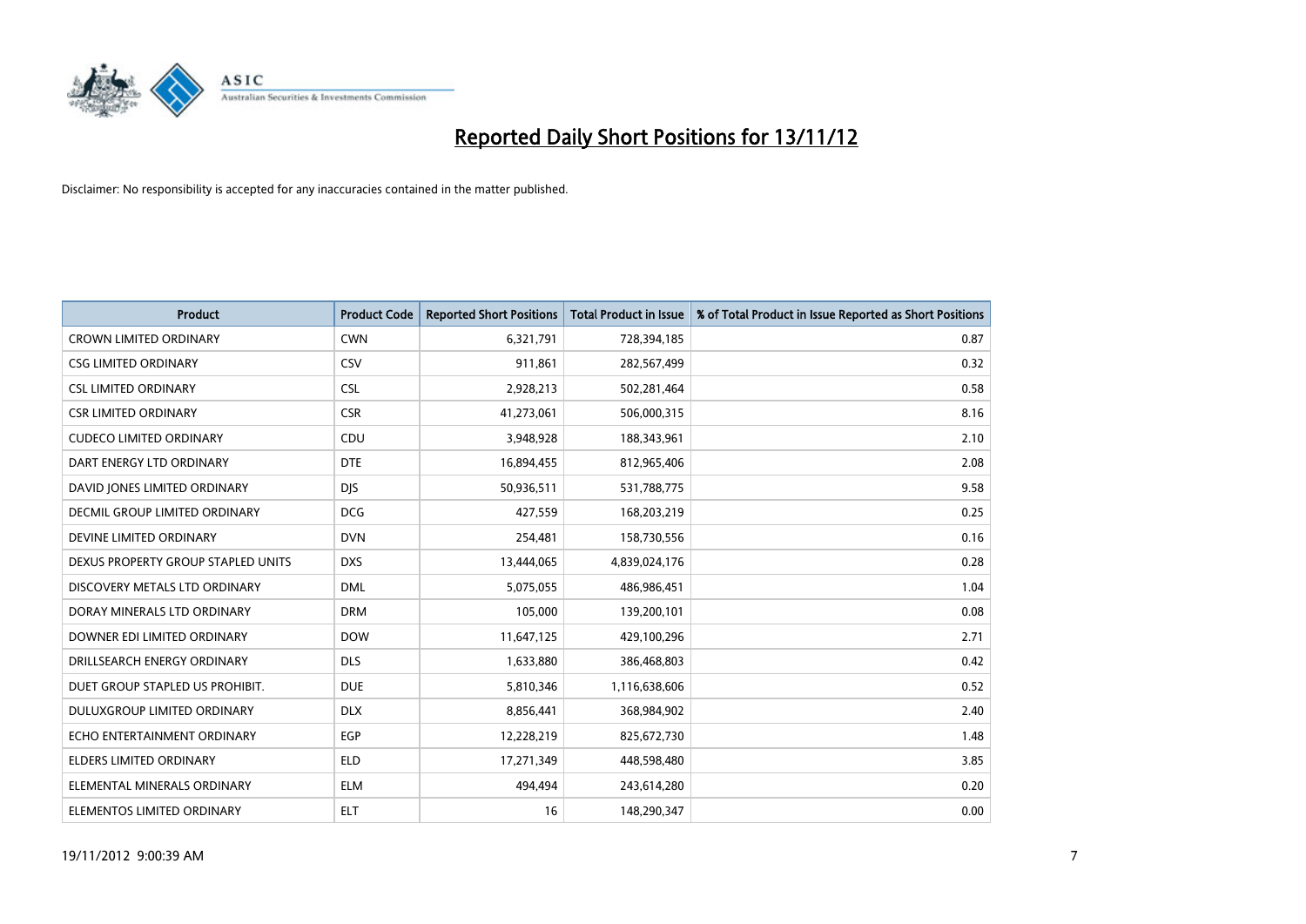# Reported Daily Short Positions for 13/11/12

Disclaimer: No responsibility is accepted for any inaccuracies contained in the matter published.

| Product | Product Code | Reported Short Positions | Total Product in Issue | % of Total Product in Issue Reported as Short Positions |
|---|---|---|---|---|
| CROWN LIMITED ORDINARY | CWN | 6,321,791 | 728,394,185 | 0.87 |
| CSG LIMITED ORDINARY | CSV | 911,861 | 282,567,499 | 0.32 |
| CSL LIMITED ORDINARY | CSL | 2,928,213 | 502,281,464 | 0.58 |
| CSR LIMITED ORDINARY | CSR | 41,273,061 | 506,000,315 | 8.16 |
| CUDECO LIMITED ORDINARY | CDU | 3,948,928 | 188,343,961 | 2.10 |
| DART ENERGY LTD ORDINARY | DTE | 16,894,455 | 812,965,406 | 2.08 |
| DAVID JONES LIMITED ORDINARY | DJS | 50,936,511 | 531,788,775 | 9.58 |
| DECMIL GROUP LIMITED ORDINARY | DCG | 427,559 | 168,203,219 | 0.25 |
| DEVINE LIMITED ORDINARY | DVN | 254,481 | 158,730,556 | 0.16 |
| DEXUS PROPERTY GROUP STAPLED UNITS | DXS | 13,444,065 | 4,839,024,176 | 0.28 |
| DISCOVERY METALS LTD ORDINARY | DML | 5,075,055 | 486,986,451 | 1.04 |
| DORAY MINERALS LTD ORDINARY | DRM | 105,000 | 139,200,101 | 0.08 |
| DOWNER EDI LIMITED ORDINARY | DOW | 11,647,125 | 429,100,296 | 2.71 |
| DRILLSEARCH ENERGY ORDINARY | DLS | 1,633,880 | 386,468,803 | 0.42 |
| DUET GROUP STAPLED US PROHIBIT. | DUE | 5,810,346 | 1,116,638,606 | 0.52 |
| DULUXGROUP LIMITED ORDINARY | DLX | 8,856,441 | 368,984,902 | 2.40 |
| ECHO ENTERTAINMENT ORDINARY | EGP | 12,228,219 | 825,672,730 | 1.48 |
| ELDERS LIMITED ORDINARY | ELD | 17,271,349 | 448,598,480 | 3.85 |
| ELEMENTAL MINERALS ORDINARY | ELM | 494,494 | 243,614,280 | 0.20 |
| ELEMENTOS LIMITED ORDINARY | ELT | 16 | 148,290,347 | 0.00 |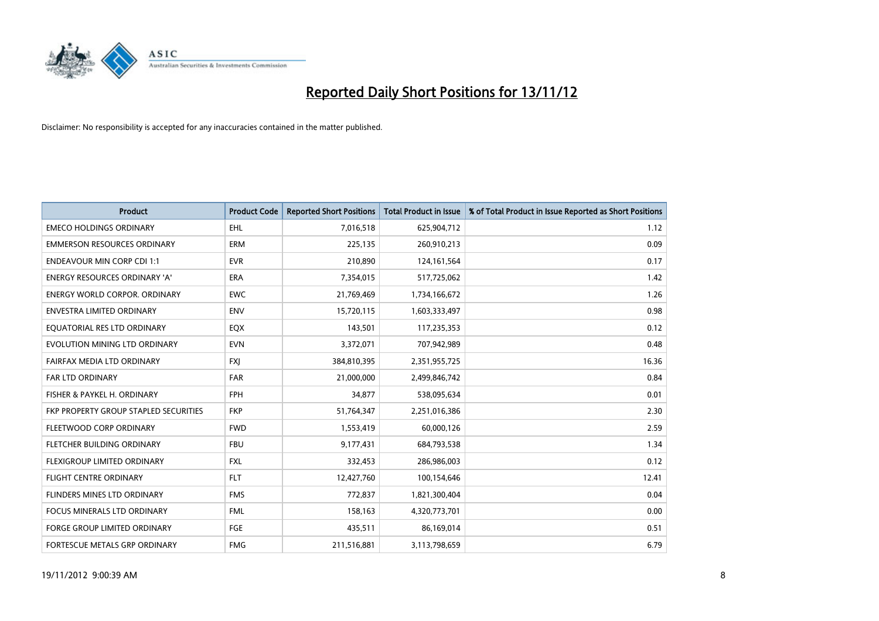# Reported Daily Short Positions for 13/11/12

Disclaimer: No responsibility is accepted for any inaccuracies contained in the matter published.

| Product | Product Code | Reported Short Positions | Total Product in Issue | % of Total Product in Issue Reported as Short Positions |
|---|---|---|---|---|
| EMECO HOLDINGS ORDINARY | EHL | 7,016,518 | 625,904,712 | 1.12 |
| EMMERSON RESOURCES ORDINARY | ERM | 225,135 | 260,910,213 | 0.09 |
| ENDEAVOUR MIN CORP CDI 1:1 | EVR | 210,890 | 124,161,564 | 0.17 |
| ENERGY RESOURCES ORDINARY 'A' | ERA | 7,354,015 | 517,725,062 | 1.42 |
| ENERGY WORLD CORPOR. ORDINARY | EWC | 21,769,469 | 1,734,166,672 | 1.26 |
| ENVESTRA LIMITED ORDINARY | ENV | 15,720,115 | 1,603,333,497 | 0.98 |
| EQUATORIAL RES LTD ORDINARY | EQX | 143,501 | 117,235,353 | 0.12 |
| EVOLUTION MINING LTD ORDINARY | EVN | 3,372,071 | 707,942,989 | 0.48 |
| FAIRFAX MEDIA LTD ORDINARY | FXJ | 384,810,395 | 2,351,955,725 | 16.36 |
| FAR LTD ORDINARY | FAR | 21,000,000 | 2,499,846,742 | 0.84 |
| FISHER & PAYKEL H. ORDINARY | FPH | 34,877 | 538,095,634 | 0.01 |
| FKP PROPERTY GROUP STAPLED SECURITIES | FKP | 51,764,347 | 2,251,016,386 | 2.30 |
| FLEETWOOD CORP ORDINARY | FWD | 1,553,419 | 60,000,126 | 2.59 |
| FLETCHER BUILDING ORDINARY | FBU | 9,177,431 | 684,793,538 | 1.34 |
| FLEXIGROUP LIMITED ORDINARY | FXL | 332,453 | 286,986,003 | 0.12 |
| FLIGHT CENTRE ORDINARY | FLT | 12,427,760 | 100,154,646 | 12.41 |
| FLINDERS MINES LTD ORDINARY | FMS | 772,837 | 1,821,300,404 | 0.04 |
| FOCUS MINERALS LTD ORDINARY | FML | 158,163 | 4,320,773,701 | 0.00 |
| FORGE GROUP LIMITED ORDINARY | FGE | 435,511 | 86,169,014 | 0.51 |
| FORTESCUE METALS GRP ORDINARY | FMG | 211,516,881 | 3,113,798,659 | 6.79 |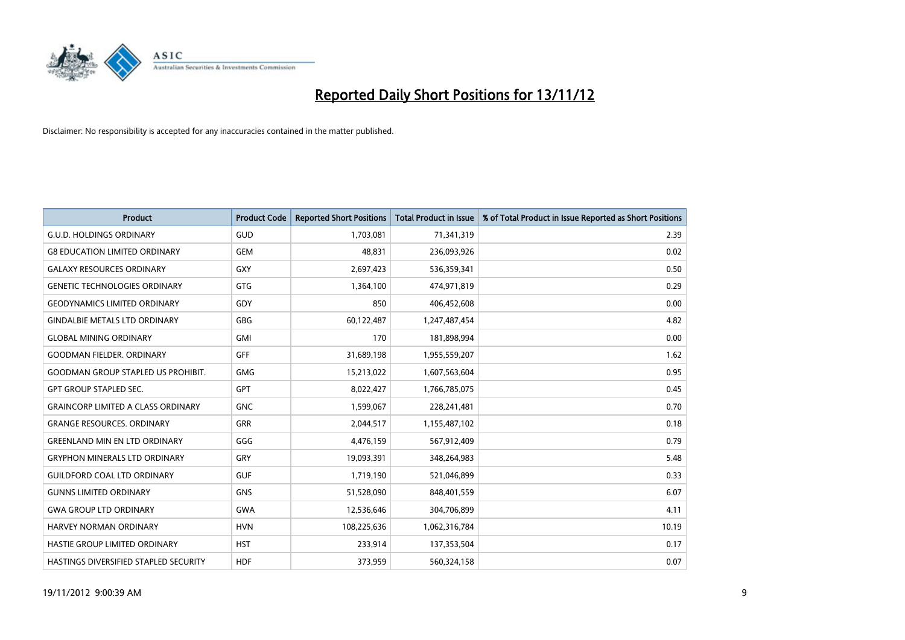# Reported Daily Short Positions for 13/11/12

Disclaimer: No responsibility is accepted for any inaccuracies contained in the matter published.

| Product | Product Code | Reported Short Positions | Total Product in Issue | % of Total Product in Issue Reported as Short Positions |
|---|---|---|---|---|
| G.U.D. HOLDINGS ORDINARY | GUD | 1,703,081 | 71,341,319 | 2.39 |
| G8 EDUCATION LIMITED ORDINARY | GEM | 48,831 | 236,093,926 | 0.02 |
| GALAXY RESOURCES ORDINARY | GXY | 2,697,423 | 536,359,341 | 0.50 |
| GENETIC TECHNOLOGIES ORDINARY | GTG | 1,364,100 | 474,971,819 | 0.29 |
| GEODYNAMICS LIMITED ORDINARY | GDY | 850 | 406,452,608 | 0.00 |
| GINDALBIE METALS LTD ORDINARY | GBG | 60,122,487 | 1,247,487,454 | 4.82 |
| GLOBAL MINING ORDINARY | GMI | 170 | 181,898,994 | 0.00 |
| GOODMAN FIELDER. ORDINARY | GFF | 31,689,198 | 1,955,559,207 | 1.62 |
| GOODMAN GROUP STAPLED US PROHIBIT. | GMG | 15,213,022 | 1,607,563,604 | 0.95 |
| GPT GROUP STAPLED SEC. | GPT | 8,022,427 | 1,766,785,075 | 0.45 |
| GRAINCORP LIMITED A CLASS ORDINARY | GNC | 1,599,067 | 228,241,481 | 0.70 |
| GRANGE RESOURCES. ORDINARY | GRR | 2,044,517 | 1,155,487,102 | 0.18 |
| GREENLAND MIN EN LTD ORDINARY | GGG | 4,476,159 | 567,912,409 | 0.79 |
| GRYPHON MINERALS LTD ORDINARY | GRY | 19,093,391 | 348,264,983 | 5.48 |
| GUILDFORD COAL LTD ORDINARY | GUF | 1,719,190 | 521,046,899 | 0.33 |
| GUNNS LIMITED ORDINARY | GNS | 51,528,090 | 848,401,559 | 6.07 |
| GWA GROUP LTD ORDINARY | GWA | 12,536,646 | 304,706,899 | 4.11 |
| HARVEY NORMAN ORDINARY | HVN | 108,225,636 | 1,062,316,784 | 10.19 |
| HASTIE GROUP LIMITED ORDINARY | HST | 233,914 | 137,353,504 | 0.17 |
| HASTINGS DIVERSIFIED STAPLED SECURITY | HDF | 373,959 | 560,324,158 | 0.07 |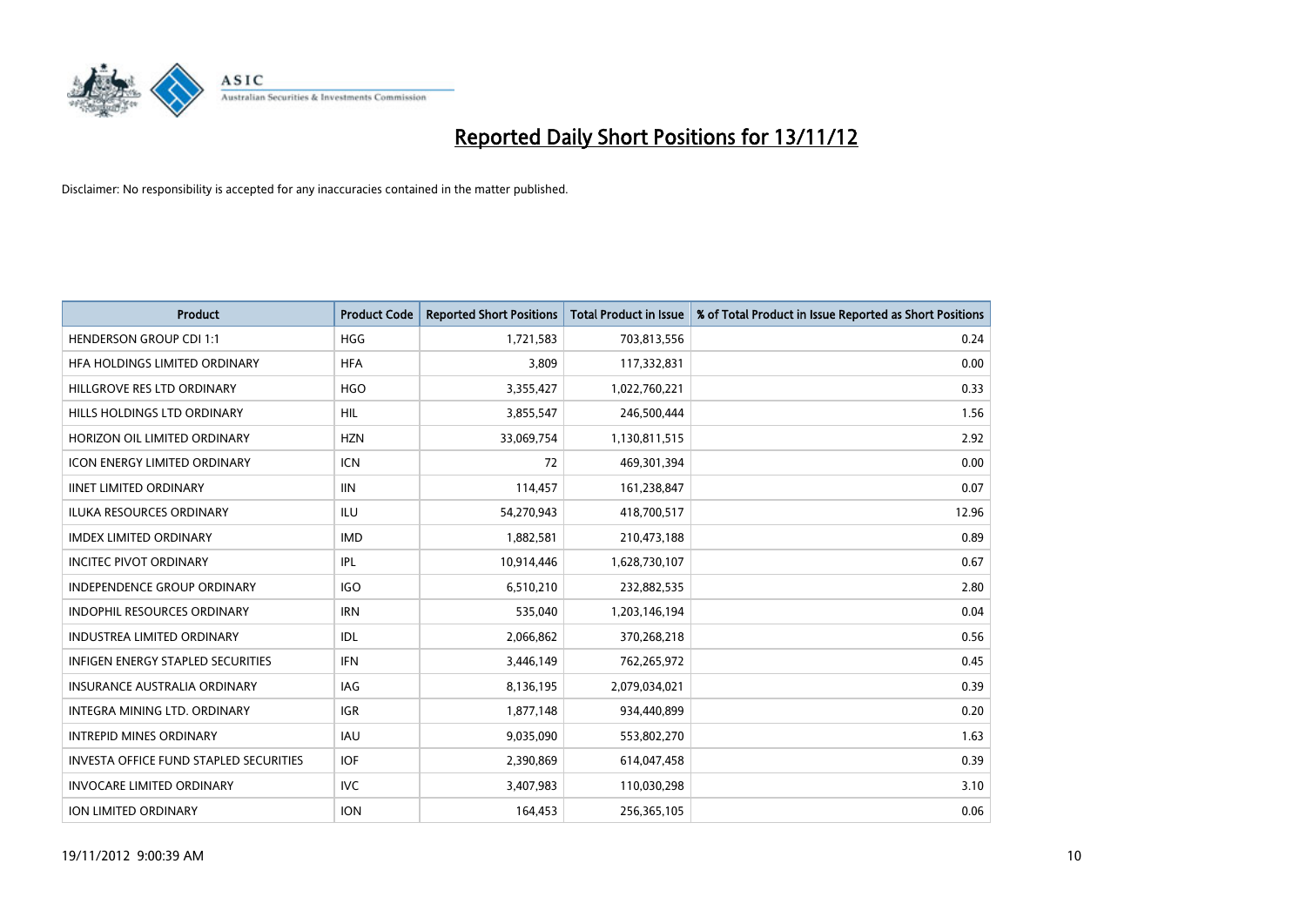# Reported Daily Short Positions for 13/11/12

Disclaimer: No responsibility is accepted for any inaccuracies contained in the matter published.

| Product | Product Code | Reported Short Positions | Total Product in Issue | % of Total Product in Issue Reported as Short Positions |
|---|---|---|---|---|
| HENDERSON GROUP CDI 1:1 | HGG | 1,721,583 | 703,813,556 | 0.24 |
| HFA HOLDINGS LIMITED ORDINARY | HFA | 3,809 | 117,332,831 | 0.00 |
| HILLGROVE RES LTD ORDINARY | HGO | 3,355,427 | 1,022,760,221 | 0.33 |
| HILLS HOLDINGS LTD ORDINARY | HIL | 3,855,547 | 246,500,444 | 1.56 |
| HORIZON OIL LIMITED ORDINARY | HZN | 33,069,754 | 1,130,811,515 | 2.92 |
| ICON ENERGY LIMITED ORDINARY | ICN | 72 | 469,301,394 | 0.00 |
| IINET LIMITED ORDINARY | IIN | 114,457 | 161,238,847 | 0.07 |
| ILUKA RESOURCES ORDINARY | ILU | 54,270,943 | 418,700,517 | 12.96 |
| IMDEX LIMITED ORDINARY | IMD | 1,882,581 | 210,473,188 | 0.89 |
| INCITEC PIVOT ORDINARY | IPL | 10,914,446 | 1,628,730,107 | 0.67 |
| INDEPENDENCE GROUP ORDINARY | IGO | 6,510,210 | 232,882,535 | 2.80 |
| INDOPHIL RESOURCES ORDINARY | IRN | 535,040 | 1,203,146,194 | 0.04 |
| INDUSTREA LIMITED ORDINARY | IDL | 2,066,862 | 370,268,218 | 0.56 |
| INFIGEN ENERGY STAPLED SECURITIES | IFN | 3,446,149 | 762,265,972 | 0.45 |
| INSURANCE AUSTRALIA ORDINARY | IAG | 8,136,195 | 2,079,034,021 | 0.39 |
| INTEGRA MINING LTD. ORDINARY | IGR | 1,877,148 | 934,440,899 | 0.20 |
| INTREPID MINES ORDINARY | IAU | 9,035,090 | 553,802,270 | 1.63 |
| INVESTA OFFICE FUND STAPLED SECURITIES | IOF | 2,390,869 | 614,047,458 | 0.39 |
| INVOCARE LIMITED ORDINARY | IVC | 3,407,983 | 110,030,298 | 3.10 |
| ION LIMITED ORDINARY | ION | 164,453 | 256,365,105 | 0.06 |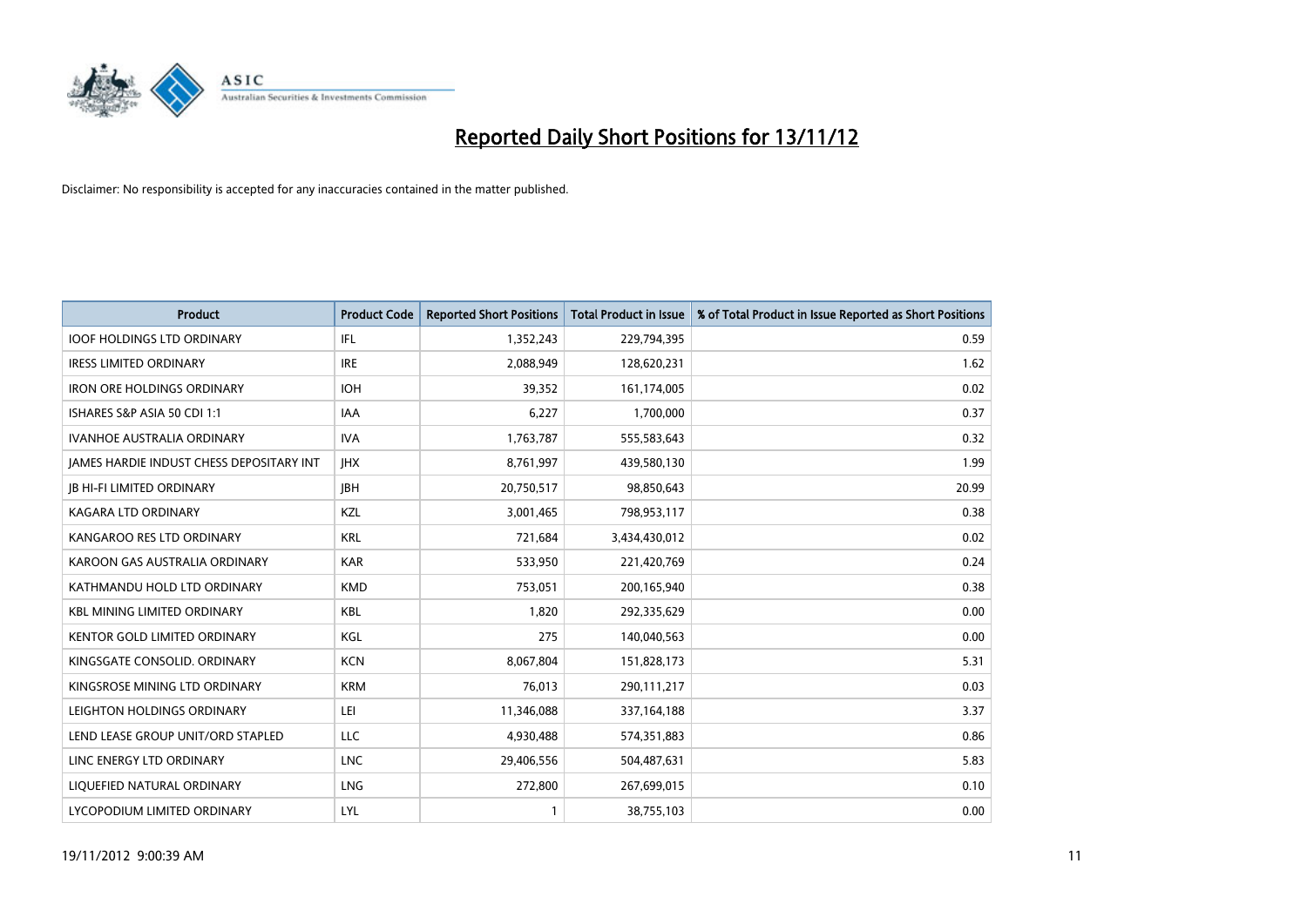# Reported Daily Short Positions for 13/11/12

Disclaimer: No responsibility is accepted for any inaccuracies contained in the matter published.

| Product | Product Code | Reported Short Positions | Total Product in Issue | % of Total Product in Issue Reported as Short Positions |
|---|---|---|---|---|
| IOOF HOLDINGS LTD ORDINARY | IFL | 1,352,243 | 229,794,395 | 0.59 |
| IRESS LIMITED ORDINARY | IRE | 2,088,949 | 128,620,231 | 1.62 |
| IRON ORE HOLDINGS ORDINARY | IOH | 39,352 | 161,174,005 | 0.02 |
| ISHARES S&P ASIA 50 CDI 1:1 | IAA | 6,227 | 1,700,000 | 0.37 |
| IVANHOE AUSTRALIA ORDINARY | IVA | 1,763,787 | 555,583,643 | 0.32 |
| JAMES HARDIE INDUST CHESS DEPOSITARY INT | JHX | 8,761,997 | 439,580,130 | 1.99 |
| JB HI-FI LIMITED ORDINARY | JBH | 20,750,517 | 98,850,643 | 20.99 |
| KAGARA LTD ORDINARY | KZL | 3,001,465 | 798,953,117 | 0.38 |
| KANGAROO RES LTD ORDINARY | KRL | 721,684 | 3,434,430,012 | 0.02 |
| KAROON GAS AUSTRALIA ORDINARY | KAR | 533,950 | 221,420,769 | 0.24 |
| KATHMANDU HOLD LTD ORDINARY | KMD | 753,051 | 200,165,940 | 0.38 |
| KBL MINING LIMITED ORDINARY | KBL | 1,820 | 292,335,629 | 0.00 |
| KENTOR GOLD LIMITED ORDINARY | KGL | 275 | 140,040,563 | 0.00 |
| KINGSGATE CONSOLID. ORDINARY | KCN | 8,067,804 | 151,828,173 | 5.31 |
| KINGSROSE MINING LTD ORDINARY | KRM | 76,013 | 290,111,217 | 0.03 |
| LEIGHTON HOLDINGS ORDINARY | LEI | 11,346,088 | 337,164,188 | 3.37 |
| LEND LEASE GROUP UNIT/ORD STAPLED | LLC | 4,930,488 | 574,351,883 | 0.86 |
| LINC ENERGY LTD ORDINARY | LNC | 29,406,556 | 504,487,631 | 5.83 |
| LIQUEFIED NATURAL ORDINARY | LNG | 272,800 | 267,699,015 | 0.10 |
| LYCOPODIUM LIMITED ORDINARY | LYL | 1 | 38,755,103 | 0.00 |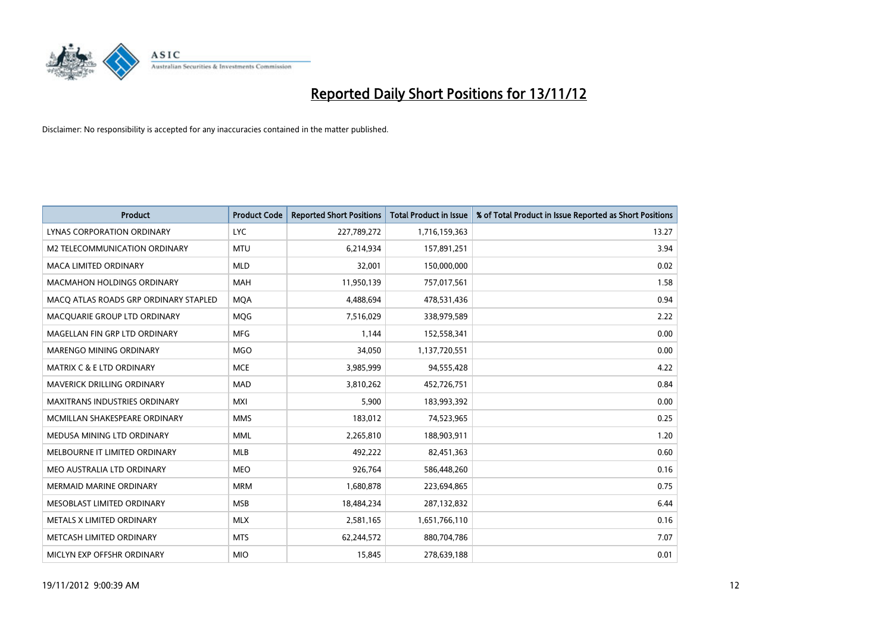# Reported Daily Short Positions for 13/11/12

Disclaimer: No responsibility is accepted for any inaccuracies contained in the matter published.

| Product | Product Code | Reported Short Positions | Total Product in Issue | % of Total Product in Issue Reported as Short Positions |
|---|---|---|---|---|
| LYNAS CORPORATION ORDINARY | LYC | 227,789,272 | 1,716,159,363 | 13.27 |
| M2 TELECOMMUNICATION ORDINARY | MTU | 6,214,934 | 157,891,251 | 3.94 |
| MACA LIMITED ORDINARY | MLD | 32,001 | 150,000,000 | 0.02 |
| MACMAHON HOLDINGS ORDINARY | MAH | 11,950,139 | 757,017,561 | 1.58 |
| MACQ ATLAS ROADS GRP ORDINARY STAPLED | MQA | 4,488,694 | 478,531,436 | 0.94 |
| MACQUARIE GROUP LTD ORDINARY | MQG | 7,516,029 | 338,979,589 | 2.22 |
| MAGELLAN FIN GRP LTD ORDINARY | MFG | 1,144 | 152,558,341 | 0.00 |
| MARENGO MINING ORDINARY | MGO | 34,050 | 1,137,720,551 | 0.00 |
| MATRIX C & E LTD ORDINARY | MCE | 3,985,999 | 94,555,428 | 4.22 |
| MAVERICK DRILLING ORDINARY | MAD | 3,810,262 | 452,726,751 | 0.84 |
| MAXITRANS INDUSTRIES ORDINARY | MXI | 5,900 | 183,993,392 | 0.00 |
| MCMILLAN SHAKESPEARE ORDINARY | MMS | 183,012 | 74,523,965 | 0.25 |
| MEDUSA MINING LTD ORDINARY | MML | 2,265,810 | 188,903,911 | 1.20 |
| MELBOURNE IT LIMITED ORDINARY | MLB | 492,222 | 82,451,363 | 0.60 |
| MEO AUSTRALIA LTD ORDINARY | MEO | 926,764 | 586,448,260 | 0.16 |
| MERMAID MARINE ORDINARY | MRM | 1,680,878 | 223,694,865 | 0.75 |
| MESOBLAST LIMITED ORDINARY | MSB | 18,484,234 | 287,132,832 | 6.44 |
| METALS X LIMITED ORDINARY | MLX | 2,581,165 | 1,651,766,110 | 0.16 |
| METCASH LIMITED ORDINARY | MTS | 62,244,572 | 880,704,786 | 7.07 |
| MICLYN EXP OFFSHR ORDINARY | MIO | 15,845 | 278,639,188 | 0.01 |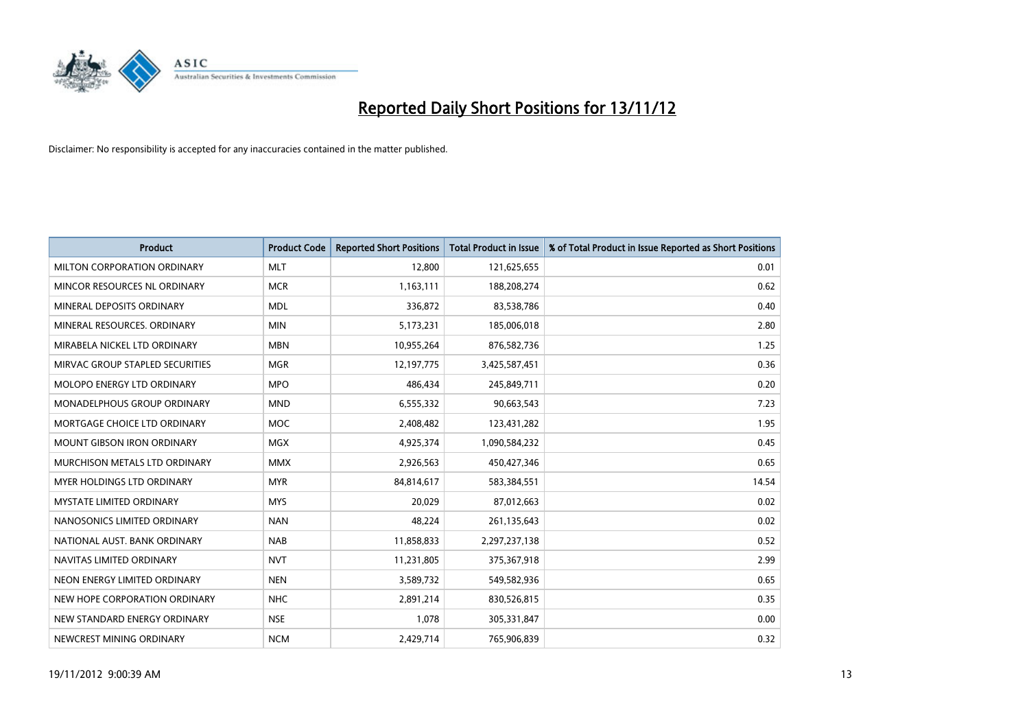# Reported Daily Short Positions for 13/11/12

Disclaimer: No responsibility is accepted for any inaccuracies contained in the matter published.

| Product | Product Code | Reported Short Positions | Total Product in Issue | % of Total Product in Issue Reported as Short Positions |
|---|---|---|---|---|
| MILTON CORPORATION ORDINARY | MLT | 12,800 | 121,625,655 | 0.01 |
| MINCOR RESOURCES NL ORDINARY | MCR | 1,163,111 | 188,208,274 | 0.62 |
| MINERAL DEPOSITS ORDINARY | MDL | 336,872 | 83,538,786 | 0.40 |
| MINERAL RESOURCES. ORDINARY | MIN | 5,173,231 | 185,006,018 | 2.80 |
| MIRABELA NICKEL LTD ORDINARY | MBN | 10,955,264 | 876,582,736 | 1.25 |
| MIRVAC GROUP STAPLED SECURITIES | MGR | 12,197,775 | 3,425,587,451 | 0.36 |
| MOLOPO ENERGY LTD ORDINARY | MPO | 486,434 | 245,849,711 | 0.20 |
| MONADELPHOUS GROUP ORDINARY | MND | 6,555,332 | 90,663,543 | 7.23 |
| MORTGAGE CHOICE LTD ORDINARY | MOC | 2,408,482 | 123,431,282 | 1.95 |
| MOUNT GIBSON IRON ORDINARY | MGX | 4,925,374 | 1,090,584,232 | 0.45 |
| MURCHISON METALS LTD ORDINARY | MMX | 2,926,563 | 450,427,346 | 0.65 |
| MYER HOLDINGS LTD ORDINARY | MYR | 84,814,617 | 583,384,551 | 14.54 |
| MYSTATE LIMITED ORDINARY | MYS | 20,029 | 87,012,663 | 0.02 |
| NANOSONICS LIMITED ORDINARY | NAN | 48,224 | 261,135,643 | 0.02 |
| NATIONAL AUST. BANK ORDINARY | NAB | 11,858,833 | 2,297,237,138 | 0.52 |
| NAVITAS LIMITED ORDINARY | NVT | 11,231,805 | 375,367,918 | 2.99 |
| NEON ENERGY LIMITED ORDINARY | NEN | 3,589,732 | 549,582,936 | 0.65 |
| NEW HOPE CORPORATION ORDINARY | NHC | 2,891,214 | 830,526,815 | 0.35 |
| NEW STANDARD ENERGY ORDINARY | NSE | 1,078 | 305,331,847 | 0.00 |
| NEWCREST MINING ORDINARY | NCM | 2,429,714 | 765,906,839 | 0.32 |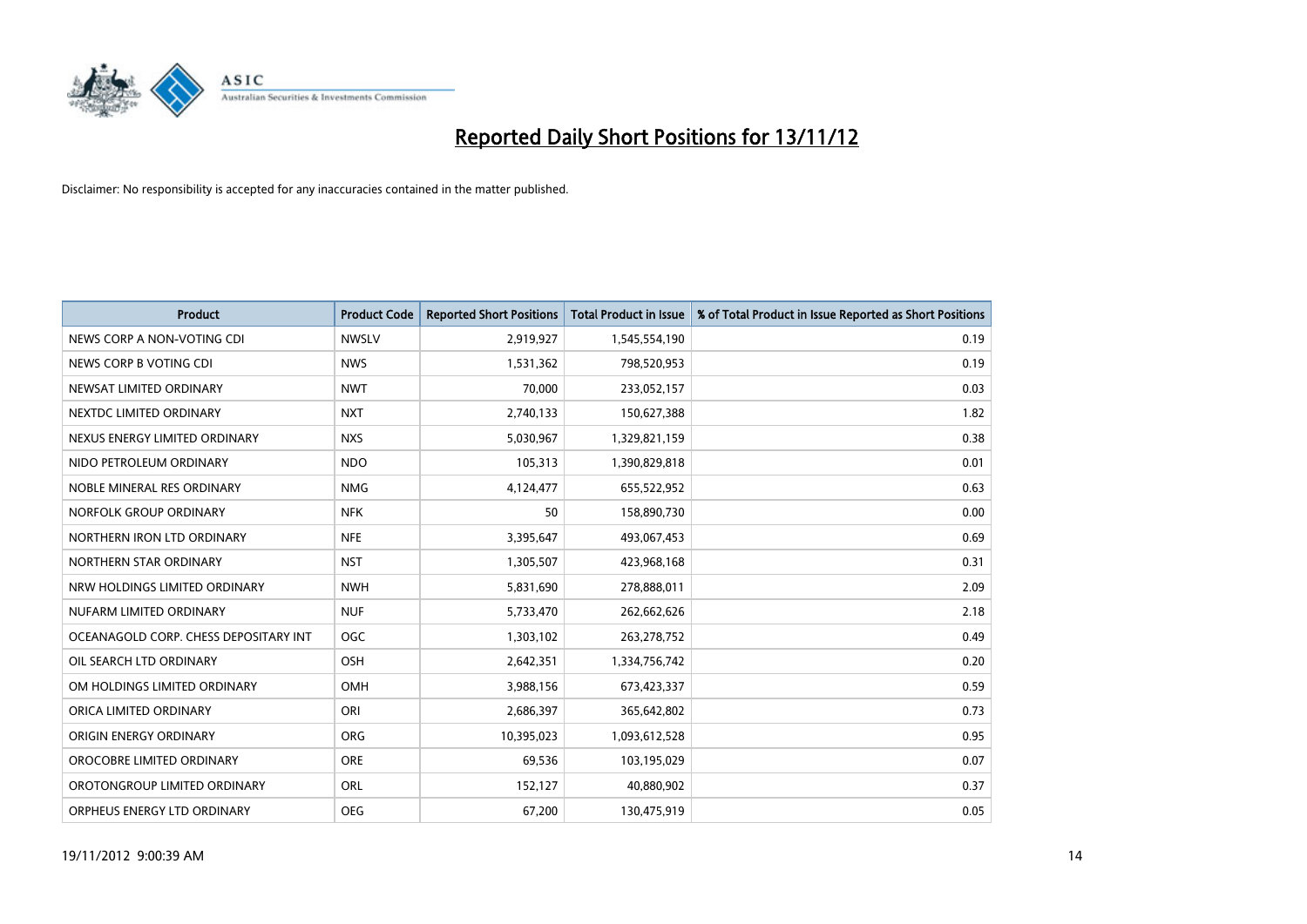# Reported Daily Short Positions for 13/11/12

Disclaimer: No responsibility is accepted for any inaccuracies contained in the matter published.

| Product | Product Code | Reported Short Positions | Total Product in Issue | % of Total Product in Issue Reported as Short Positions |
|---|---|---|---|---|
| NEWS CORP A NON-VOTING CDI | NWSLV | 2,919,927 | 1,545,554,190 | 0.19 |
| NEWS CORP B VOTING CDI | NWS | 1,531,362 | 798,520,953 | 0.19 |
| NEWSAT LIMITED ORDINARY | NWT | 70,000 | 233,052,157 | 0.03 |
| NEXTDC LIMITED ORDINARY | NXT | 2,740,133 | 150,627,388 | 1.82 |
| NEXUS ENERGY LIMITED ORDINARY | NXS | 5,030,967 | 1,329,821,159 | 0.38 |
| NIDO PETROLEUM ORDINARY | NDO | 105,313 | 1,390,829,818 | 0.01 |
| NOBLE MINERAL RES ORDINARY | NMG | 4,124,477 | 655,522,952 | 0.63 |
| NORFOLK GROUP ORDINARY | NFK | 50 | 158,890,730 | 0.00 |
| NORTHERN IRON LTD ORDINARY | NFE | 3,395,647 | 493,067,453 | 0.69 |
| NORTHERN STAR ORDINARY | NST | 1,305,507 | 423,968,168 | 0.31 |
| NRW HOLDINGS LIMITED ORDINARY | NWH | 5,831,690 | 278,888,011 | 2.09 |
| NUFARM LIMITED ORDINARY | NUF | 5,733,470 | 262,662,626 | 2.18 |
| OCEANAGOLD CORP. CHESS DEPOSITARY INT | OGC | 1,303,102 | 263,278,752 | 0.49 |
| OIL SEARCH LTD ORDINARY | OSH | 2,642,351 | 1,334,756,742 | 0.20 |
| OM HOLDINGS LIMITED ORDINARY | OMH | 3,988,156 | 673,423,337 | 0.59 |
| ORICA LIMITED ORDINARY | ORI | 2,686,397 | 365,642,802 | 0.73 |
| ORIGIN ENERGY ORDINARY | ORG | 10,395,023 | 1,093,612,528 | 0.95 |
| OROCOBRE LIMITED ORDINARY | ORE | 69,536 | 103,195,029 | 0.07 |
| OROTONGROUP LIMITED ORDINARY | ORL | 152,127 | 40,880,902 | 0.37 |
| ORPHEUS ENERGY LTD ORDINARY | OEG | 67,200 | 130,475,919 | 0.05 |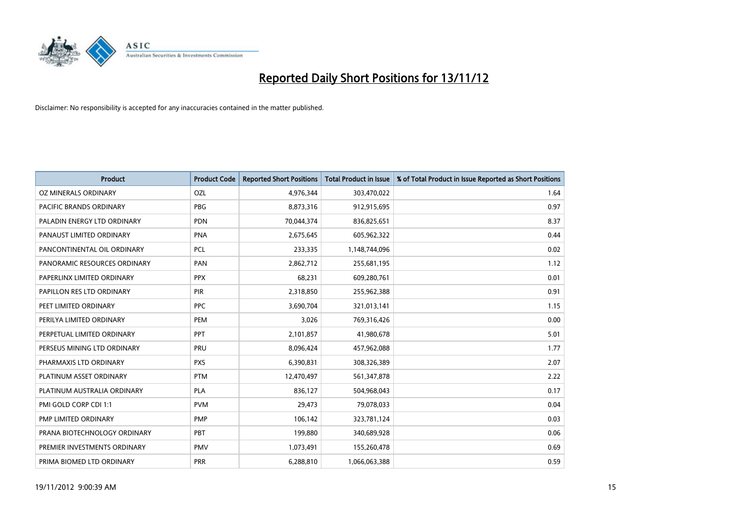# Reported Daily Short Positions for 13/11/12

Disclaimer: No responsibility is accepted for any inaccuracies contained in the matter published.

| Product | Product Code | Reported Short Positions | Total Product in Issue | % of Total Product in Issue Reported as Short Positions |
|---|---|---|---|---|
| OZ MINERALS ORDINARY | OZL | 4,976,344 | 303,470,022 | 1.64 |
| PACIFIC BRANDS ORDINARY | PBG | 8,873,316 | 912,915,695 | 0.97 |
| PALADIN ENERGY LTD ORDINARY | PDN | 70,044,374 | 836,825,651 | 8.37 |
| PANAUST LIMITED ORDINARY | PNA | 2,675,645 | 605,962,322 | 0.44 |
| PANCONTINENTAL OIL ORDINARY | PCL | 233,335 | 1,148,744,096 | 0.02 |
| PANORAMIC RESOURCES ORDINARY | PAN | 2,862,712 | 255,681,195 | 1.12 |
| PAPERLINX LIMITED ORDINARY | PPX | 68,231 | 609,280,761 | 0.01 |
| PAPILLON RES LTD ORDINARY | PIR | 2,318,850 | 255,962,388 | 0.91 |
| PEET LIMITED ORDINARY | PPC | 3,690,704 | 321,013,141 | 1.15 |
| PERILYA LIMITED ORDINARY | PEM | 3,026 | 769,316,426 | 0.00 |
| PERPETUAL LIMITED ORDINARY | PPT | 2,101,857 | 41,980,678 | 5.01 |
| PERSEUS MINING LTD ORDINARY | PRU | 8,096,424 | 457,962,088 | 1.77 |
| PHARMAXIS LTD ORDINARY | PXS | 6,390,831 | 308,326,389 | 2.07 |
| PLATINUM ASSET ORDINARY | PTM | 12,470,497 | 561,347,878 | 2.22 |
| PLATINUM AUSTRALIA ORDINARY | PLA | 836,127 | 504,968,043 | 0.17 |
| PMI GOLD CORP CDI 1:1 | PVM | 29,473 | 79,078,033 | 0.04 |
| PMP LIMITED ORDINARY | PMP | 106,142 | 323,781,124 | 0.03 |
| PRANA BIOTECHNOLOGY ORDINARY | PBT | 199,880 | 340,689,928 | 0.06 |
| PREMIER INVESTMENTS ORDINARY | PMV | 1,073,491 | 155,260,478 | 0.69 |
| PRIMA BIOMED LTD ORDINARY | PRR | 6,288,810 | 1,066,063,388 | 0.59 |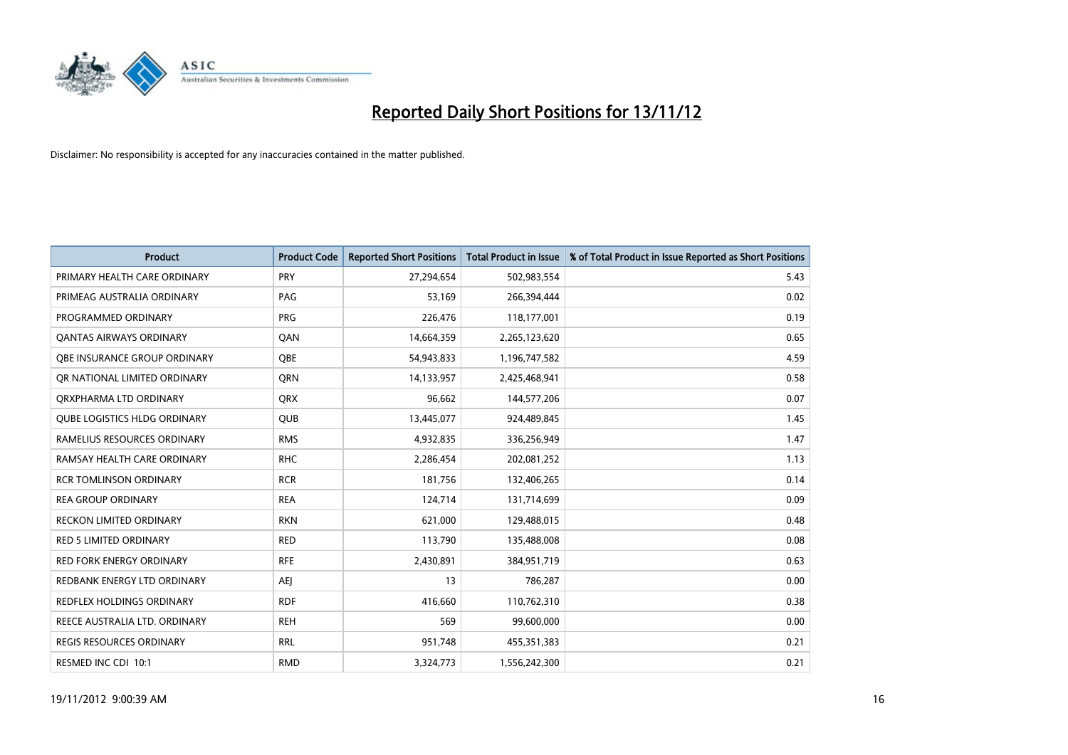# Reported Daily Short Positions for 13/11/12

Disclaimer: No responsibility is accepted for any inaccuracies contained in the matter published.

| Product | Product Code | Reported Short Positions | Total Product in Issue | % of Total Product in Issue Reported as Short Positions |
|---|---|---|---|---|
| PRIMARY HEALTH CARE ORDINARY | PRY | 27,294,654 | 502,983,554 | 5.43 |
| PRIMEAG AUSTRALIA ORDINARY | PAG | 53,169 | 266,394,444 | 0.02 |
| PROGRAMMED ORDINARY | PRG | 226,476 | 118,177,001 | 0.19 |
| QANTAS AIRWAYS ORDINARY | QAN | 14,664,359 | 2,265,123,620 | 0.65 |
| QBE INSURANCE GROUP ORDINARY | QBE | 54,943,833 | 1,196,747,582 | 4.59 |
| QR NATIONAL LIMITED ORDINARY | QRN | 14,133,957 | 2,425,468,941 | 0.58 |
| QRXPHARMA LTD ORDINARY | QRX | 96,662 | 144,577,206 | 0.07 |
| QUBE LOGISTICS HLDG ORDINARY | QUB | 13,445,077 | 924,489,845 | 1.45 |
| RAMELIUS RESOURCES ORDINARY | RMS | 4,932,835 | 336,256,949 | 1.47 |
| RAMSAY HEALTH CARE ORDINARY | RHC | 2,286,454 | 202,081,252 | 1.13 |
| RCR TOMLINSON ORDINARY | RCR | 181,756 | 132,406,265 | 0.14 |
| REA GROUP ORDINARY | REA | 124,714 | 131,714,699 | 0.09 |
| RECKON LIMITED ORDINARY | RKN | 621,000 | 129,488,015 | 0.48 |
| RED 5 LIMITED ORDINARY | RED | 113,790 | 135,488,008 | 0.08 |
| RED FORK ENERGY ORDINARY | RFE | 2,430,891 | 384,951,719 | 0.63 |
| REDBANK ENERGY LTD ORDINARY | AEJ | 13 | 786,287 | 0.00 |
| REDFLEX HOLDINGS ORDINARY | RDF | 416,660 | 110,762,310 | 0.38 |
| REECE AUSTRALIA LTD. ORDINARY | REH | 569 | 99,600,000 | 0.00 |
| REGIS RESOURCES ORDINARY | RRL | 951,748 | 455,351,383 | 0.21 |
| RESMED INC CDI 10:1 | RMD | 3,324,773 | 1,556,242,300 | 0.21 |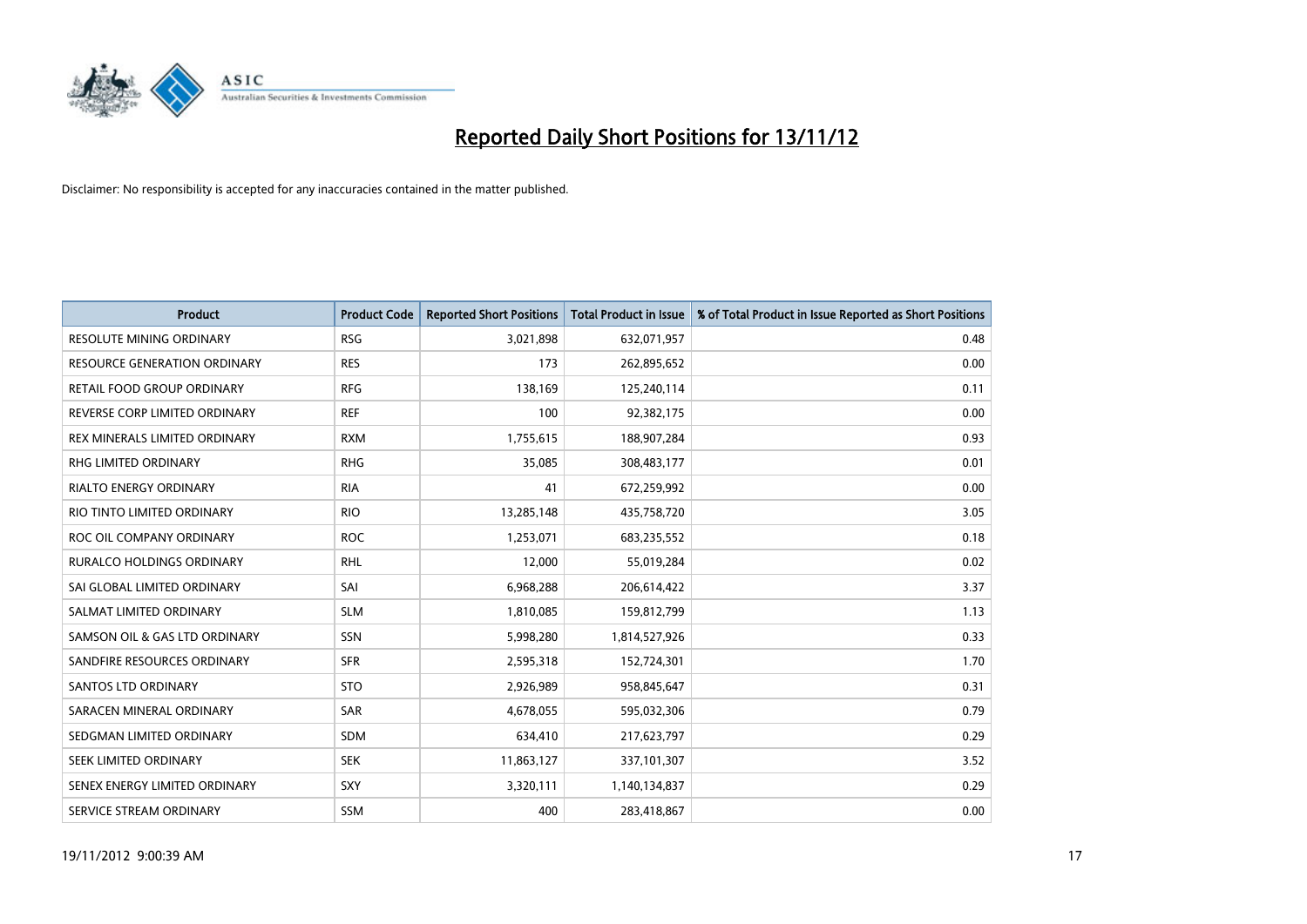# Reported Daily Short Positions for 13/11/12

Disclaimer: No responsibility is accepted for any inaccuracies contained in the matter published.

| Product | Product Code | Reported Short Positions | Total Product in Issue | % of Total Product in Issue Reported as Short Positions |
|---|---|---|---|---|
| RESOLUTE MINING ORDINARY | RSG | 3,021,898 | 632,071,957 | 0.48 |
| RESOURCE GENERATION ORDINARY | RES | 173 | 262,895,652 | 0.00 |
| RETAIL FOOD GROUP ORDINARY | RFG | 138,169 | 125,240,114 | 0.11 |
| REVERSE CORP LIMITED ORDINARY | REF | 100 | 92,382,175 | 0.00 |
| REX MINERALS LIMITED ORDINARY | RXM | 1,755,615 | 188,907,284 | 0.93 |
| RHG LIMITED ORDINARY | RHG | 35,085 | 308,483,177 | 0.01 |
| RIALTO ENERGY ORDINARY | RIA | 41 | 672,259,992 | 0.00 |
| RIO TINTO LIMITED ORDINARY | RIO | 13,285,148 | 435,758,720 | 3.05 |
| ROC OIL COMPANY ORDINARY | ROC | 1,253,071 | 683,235,552 | 0.18 |
| RURALCO HOLDINGS ORDINARY | RHL | 12,000 | 55,019,284 | 0.02 |
| SAI GLOBAL LIMITED ORDINARY | SAI | 6,968,288 | 206,614,422 | 3.37 |
| SALMAT LIMITED ORDINARY | SLM | 1,810,085 | 159,812,799 | 1.13 |
| SAMSON OIL & GAS LTD ORDINARY | SSN | 5,998,280 | 1,814,527,926 | 0.33 |
| SANDFIRE RESOURCES ORDINARY | SFR | 2,595,318 | 152,724,301 | 1.70 |
| SANTOS LTD ORDINARY | STO | 2,926,989 | 958,845,647 | 0.31 |
| SARACEN MINERAL ORDINARY | SAR | 4,678,055 | 595,032,306 | 0.79 |
| SEDGMAN LIMITED ORDINARY | SDM | 634,410 | 217,623,797 | 0.29 |
| SEEK LIMITED ORDINARY | SEK | 11,863,127 | 337,101,307 | 3.52 |
| SENEX ENERGY LIMITED ORDINARY | SXY | 3,320,111 | 1,140,134,837 | 0.29 |
| SERVICE STREAM ORDINARY | SSM | 400 | 283,418,867 | 0.00 |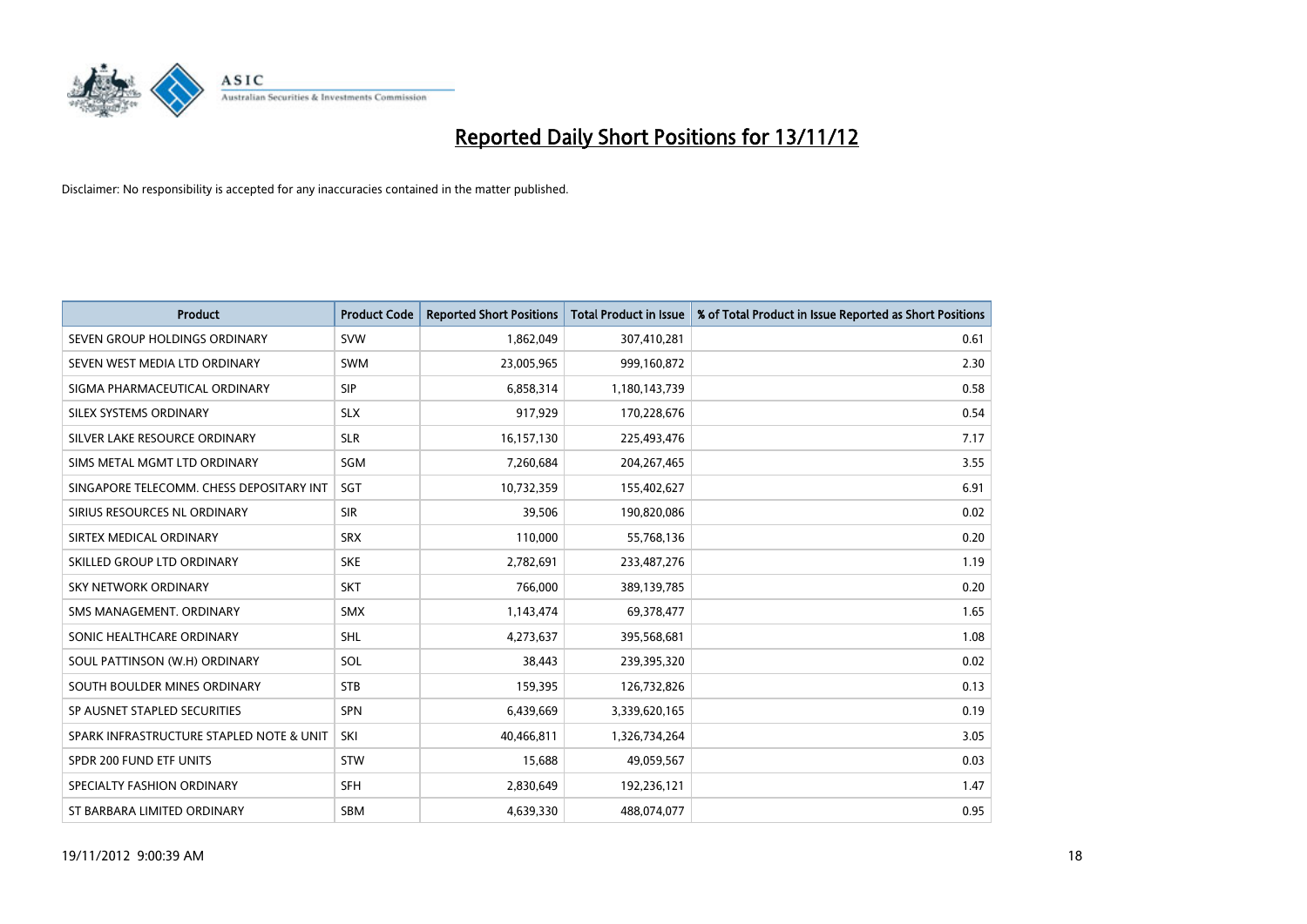# Reported Daily Short Positions for 13/11/12

Disclaimer: No responsibility is accepted for any inaccuracies contained in the matter published.

| Product | Product Code | Reported Short Positions | Total Product in Issue | % of Total Product in Issue Reported as Short Positions |
|---|---|---|---|---|
| SEVEN GROUP HOLDINGS ORDINARY | SVW | 1,862,049 | 307,410,281 | 0.61 |
| SEVEN WEST MEDIA LTD ORDINARY | SWM | 23,005,965 | 999,160,872 | 2.30 |
| SIGMA PHARMACEUTICAL ORDINARY | SIP | 6,858,314 | 1,180,143,739 | 0.58 |
| SILEX SYSTEMS ORDINARY | SLX | 917,929 | 170,228,676 | 0.54 |
| SILVER LAKE RESOURCE ORDINARY | SLR | 16,157,130 | 225,493,476 | 7.17 |
| SIMS METAL MGMT LTD ORDINARY | SGM | 7,260,684 | 204,267,465 | 3.55 |
| SINGAPORE TELECOMM. CHESS DEPOSITARY INT | SGT | 10,732,359 | 155,402,627 | 6.91 |
| SIRIUS RESOURCES NL ORDINARY | SIR | 39,506 | 190,820,086 | 0.02 |
| SIRTEX MEDICAL ORDINARY | SRX | 110,000 | 55,768,136 | 0.20 |
| SKILLED GROUP LTD ORDINARY | SKE | 2,782,691 | 233,487,276 | 1.19 |
| SKY NETWORK ORDINARY | SKT | 766,000 | 389,139,785 | 0.20 |
| SMS MANAGEMENT. ORDINARY | SMX | 1,143,474 | 69,378,477 | 1.65 |
| SONIC HEALTHCARE ORDINARY | SHL | 4,273,637 | 395,568,681 | 1.08 |
| SOUL PATTINSON (W.H) ORDINARY | SOL | 38,443 | 239,395,320 | 0.02 |
| SOUTH BOULDER MINES ORDINARY | STB | 159,395 | 126,732,826 | 0.13 |
| SP AUSNET STAPLED SECURITIES | SPN | 6,439,669 | 3,339,620,165 | 0.19 |
| SPARK INFRASTRUCTURE STAPLED NOTE & UNIT | SKI | 40,466,811 | 1,326,734,264 | 3.05 |
| SPDR 200 FUND ETF UNITS | STW | 15,688 | 49,059,567 | 0.03 |
| SPECIALTY FASHION ORDINARY | SFH | 2,830,649 | 192,236,121 | 1.47 |
| ST BARBARA LIMITED ORDINARY | SBM | 4,639,330 | 488,074,077 | 0.95 |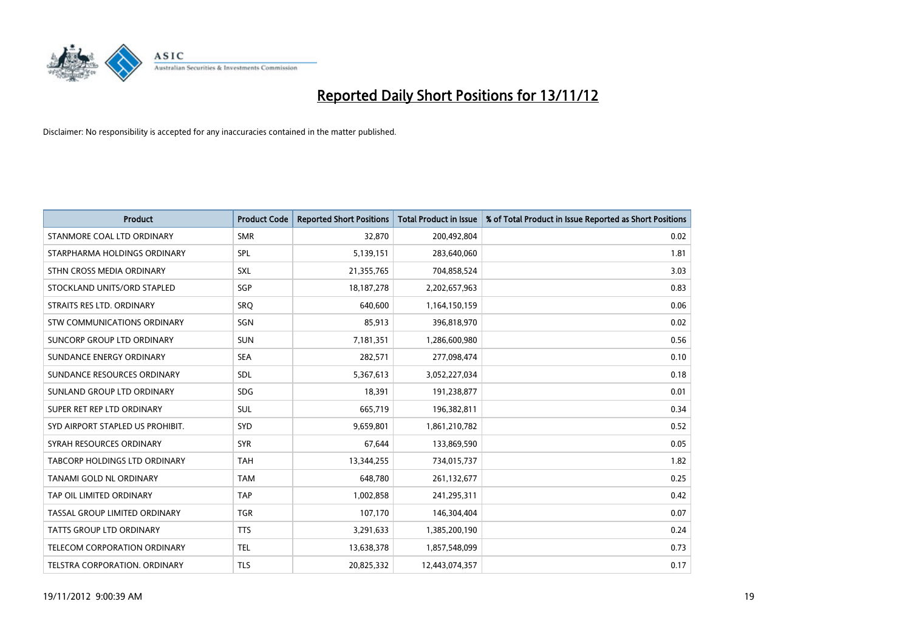# Reported Daily Short Positions for 13/11/12

Disclaimer: No responsibility is accepted for any inaccuracies contained in the matter published.

| Product | Product Code | Reported Short Positions | Total Product in Issue | % of Total Product in Issue Reported as Short Positions |
|---|---|---|---|---|
| STANMORE COAL LTD ORDINARY | SMR | 32,870 | 200,492,804 | 0.02 |
| STARPHARMA HOLDINGS ORDINARY | SPL | 5,139,151 | 283,640,060 | 1.81 |
| STHN CROSS MEDIA ORDINARY | SXL | 21,355,765 | 704,858,524 | 3.03 |
| STOCKLAND UNITS/ORD STAPLED | SGP | 18,187,278 | 2,202,657,963 | 0.83 |
| STRAITS RES LTD. ORDINARY | SRQ | 640,600 | 1,164,150,159 | 0.06 |
| STW COMMUNICATIONS ORDINARY | SGN | 85,913 | 396,818,970 | 0.02 |
| SUNCORP GROUP LTD ORDINARY | SUN | 7,181,351 | 1,286,600,980 | 0.56 |
| SUNDANCE ENERGY ORDINARY | SEA | 282,571 | 277,098,474 | 0.10 |
| SUNDANCE RESOURCES ORDINARY | SDL | 5,367,613 | 3,052,227,034 | 0.18 |
| SUNLAND GROUP LTD ORDINARY | SDG | 18,391 | 191,238,877 | 0.01 |
| SUPER RET REP LTD ORDINARY | SUL | 665,719 | 196,382,811 | 0.34 |
| SYD AIRPORT STAPLED US PROHIBIT. | SYD | 9,659,801 | 1,861,210,782 | 0.52 |
| SYRAH RESOURCES ORDINARY | SYR | 67,644 | 133,869,590 | 0.05 |
| TABCORP HOLDINGS LTD ORDINARY | TAH | 13,344,255 | 734,015,737 | 1.82 |
| TANAMI GOLD NL ORDINARY | TAM | 648,780 | 261,132,677 | 0.25 |
| TAP OIL LIMITED ORDINARY | TAP | 1,002,858 | 241,295,311 | 0.42 |
| TASSAL GROUP LIMITED ORDINARY | TGR | 107,170 | 146,304,404 | 0.07 |
| TATTS GROUP LTD ORDINARY | TTS | 3,291,633 | 1,385,200,190 | 0.24 |
| TELECOM CORPORATION ORDINARY | TEL | 13,638,378 | 1,857,548,099 | 0.73 |
| TELSTRA CORPORATION. ORDINARY | TLS | 20,825,332 | 12,443,074,357 | 0.17 |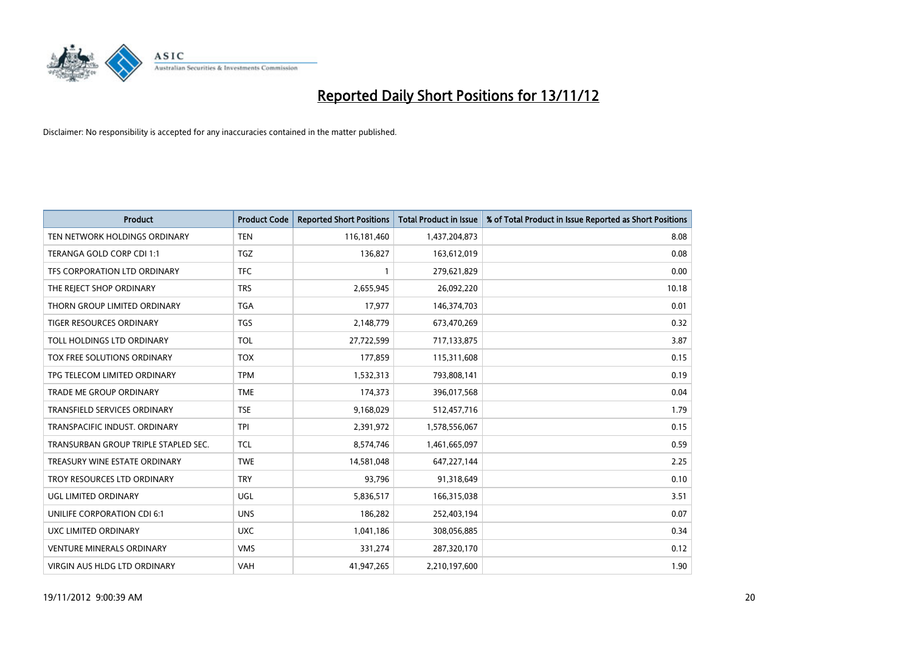# Reported Daily Short Positions for 13/11/12

Disclaimer: No responsibility is accepted for any inaccuracies contained in the matter published.

| Product | Product Code | Reported Short Positions | Total Product in Issue | % of Total Product in Issue Reported as Short Positions |
| --- | --- | --- | --- | --- |
| TEN NETWORK HOLDINGS ORDINARY | TEN | 116,181,460 | 1,437,204,873 | 8.08 |
| TERANGA GOLD CORP CDI 1:1 | TGZ | 136,827 | 163,612,019 | 0.08 |
| TFS CORPORATION LTD ORDINARY | TFC | 1 | 279,621,829 | 0.00 |
| THE REJECT SHOP ORDINARY | TRS | 2,655,945 | 26,092,220 | 10.18 |
| THORN GROUP LIMITED ORDINARY | TGA | 17,977 | 146,374,703 | 0.01 |
| TIGER RESOURCES ORDINARY | TGS | 2,148,779 | 673,470,269 | 0.32 |
| TOLL HOLDINGS LTD ORDINARY | TOL | 27,722,599 | 717,133,875 | 3.87 |
| TOX FREE SOLUTIONS ORDINARY | TOX | 177,859 | 115,311,608 | 0.15 |
| TPG TELECOM LIMITED ORDINARY | TPM | 1,532,313 | 793,808,141 | 0.19 |
| TRADE ME GROUP ORDINARY | TME | 174,373 | 396,017,568 | 0.04 |
| TRANSFIELD SERVICES ORDINARY | TSE | 9,168,029 | 512,457,716 | 1.79 |
| TRANSPACIFIC INDUST. ORDINARY | TPI | 2,391,972 | 1,578,556,067 | 0.15 |
| TRANSURBAN GROUP TRIPLE STAPLED SEC. | TCL | 8,574,746 | 1,461,665,097 | 0.59 |
| TREASURY WINE ESTATE ORDINARY | TWE | 14,581,048 | 647,227,144 | 2.25 |
| TROY RESOURCES LTD ORDINARY | TRY | 93,796 | 91,318,649 | 0.10 |
| UGL LIMITED ORDINARY | UGL | 5,836,517 | 166,315,038 | 3.51 |
| UNILIFE CORPORATION CDI 6:1 | UNS | 186,282 | 252,403,194 | 0.07 |
| UXC LIMITED ORDINARY | UXC | 1,041,186 | 308,056,885 | 0.34 |
| VENTURE MINERALS ORDINARY | VMS | 331,274 | 287,320,170 | 0.12 |
| VIRGIN AUS HLDG LTD ORDINARY | VAH | 41,947,265 | 2,210,197,600 | 1.90 |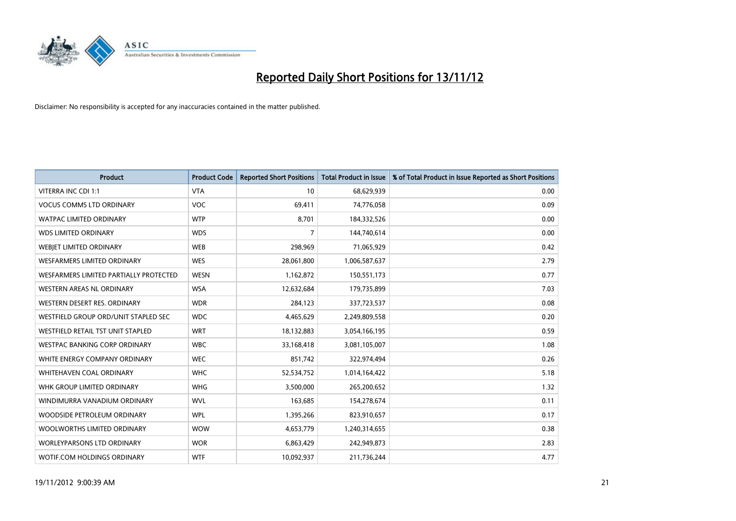# Reported Daily Short Positions for 13/11/12

Disclaimer: No responsibility is accepted for any inaccuracies contained in the matter published.

| Product | Product Code | Reported Short Positions | Total Product in Issue | % of Total Product in Issue Reported as Short Positions |
|---|---|---|---|---|
| VITERRA INC CDI 1:1 | VTA | 10 | 68,629,939 | 0.00 |
| VOCUS COMMS LTD ORDINARY | VOC | 69,411 | 74,776,058 | 0.09 |
| WATPAC LIMITED ORDINARY | WTP | 8,701 | 184,332,526 | 0.00 |
| WDS LIMITED ORDINARY | WDS | 7 | 144,740,614 | 0.00 |
| WEBJET LIMITED ORDINARY | WEB | 298,969 | 71,065,929 | 0.42 |
| WESFARMERS LIMITED ORDINARY | WES | 28,061,800 | 1,006,587,637 | 2.79 |
| WESFARMERS LIMITED PARTIALLY PROTECTED | WESN | 1,162,872 | 150,551,173 | 0.77 |
| WESTERN AREAS NL ORDINARY | WSA | 12,632,684 | 179,735,899 | 7.03 |
| WESTERN DESERT RES. ORDINARY | WDR | 284,123 | 337,723,537 | 0.08 |
| WESTFIELD GROUP ORD/UNIT STAPLED SEC | WDC | 4,465,629 | 2,249,809,558 | 0.20 |
| WESTFIELD RETAIL TST UNIT STAPLED | WRT | 18,132,883 | 3,054,166,195 | 0.59 |
| WESTPAC BANKING CORP ORDINARY | WBC | 33,168,418 | 3,081,105,007 | 1.08 |
| WHITE ENERGY COMPANY ORDINARY | WEC | 851,742 | 322,974,494 | 0.26 |
| WHITEHAVEN COAL ORDINARY | WHC | 52,534,752 | 1,014,164,422 | 5.18 |
| WHK GROUP LIMITED ORDINARY | WHG | 3,500,000 | 265,200,652 | 1.32 |
| WINDIMURRA VANADIUM ORDINARY | WVL | 163,685 | 154,278,674 | 0.11 |
| WOODSIDE PETROLEUM ORDINARY | WPL | 1,395,266 | 823,910,657 | 0.17 |
| WOOLWORTHS LIMITED ORDINARY | WOW | 4,653,779 | 1,240,314,655 | 0.38 |
| WORLEYPARSONS LTD ORDINARY | WOR | 6,863,429 | 242,949,873 | 2.83 |
| WOTIF.COM HOLDINGS ORDINARY | WTF | 10,092,937 | 211,736,244 | 4.77 |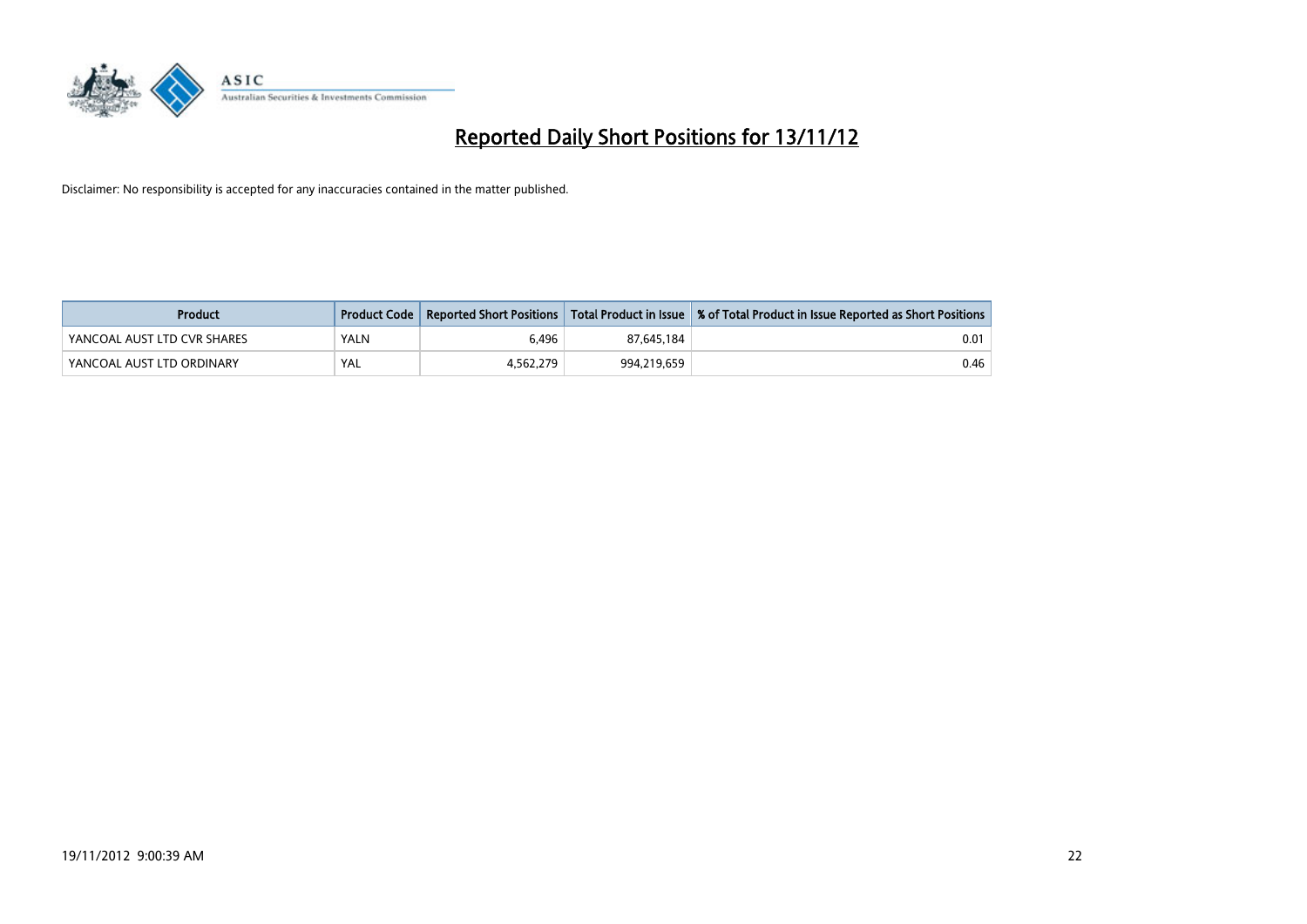# Reported Daily Short Positions for 13/11/12

Disclaimer: No responsibility is accepted for any inaccuracies contained in the matter published.

| Product | Product Code | Reported Short Positions | Total Product in Issue | % of Total Product in Issue Reported as Short Positions |
|---|---|---|---|---|
| YANCOAL AUST LTD CVR SHARES | YALN | 6,496 | 87,645,184 | 0.01 |
| YANCOAL AUST LTD ORDINARY | YAL | 4,562,279 | 994,219,659 | 0.46 |

19/11/2012 9:00:39 AM